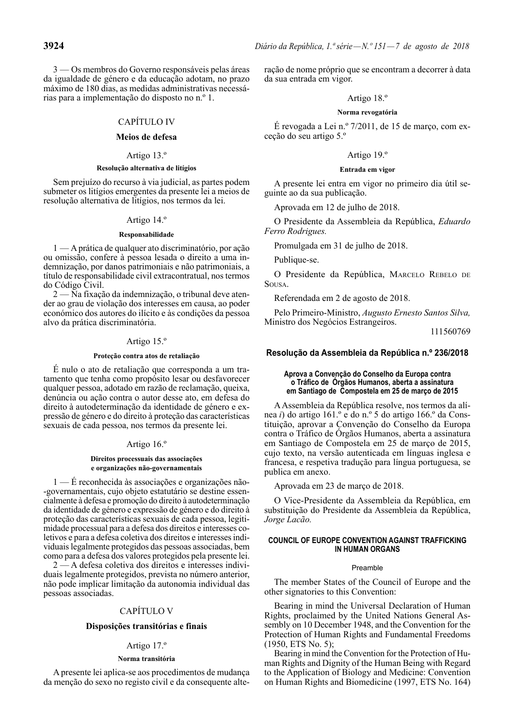3 — Os membros do Governo responsáveis pelas áreas da igualdade de género e da educação adotam, no prazo máximo de 180 dias, as medidas administrativas necessárias para a implementação do disposto no n.º 1.

## CAPÍTULO IV

## Meios de defesa

### Artigo 13.º

**Resolução alternativa de litígios**

Sem prejuízo do recurso à via judicial, as partes podem submeter os litígios emergentes da presente lei a meios de resolução alternativa de litígios, nos termos da lei.

### Artigo 14.º

**Responsabilidade**

1 — A prática de qualquer ato discriminatório, por ação ou omissão, confere à pessoa lesada o direito a uma indemnização, por danos patrimoniais e não patrimoniais, a título de responsabilidade civil extracontratual, nos termos do Código Civil.

2 — Na fixação da indemnização, o tribunal deve atender ao grau de violação dos interesses em causa, ao poder económico dos autores do ilícito e às condições da pessoa alvo da prática discriminatória.

### Artigo 15.º

**Proteção contra atos de retaliação**

É nulo o ato de retaliação que corresponda a um tratamento que tenha como propósito lesar ou desfavorecer qualquer pessoa, adotado em razão de reclamação, queixa, denúncia ou ação contra o autor desse ato, em defesa do direito à autodeterminação da identidade de género e expressão de género e do direito à proteção das características sexuais de cada pessoa, nos termos da presente lei.

### Artigo 16.º

**Direitos processuais das associações e organizações não-governamentais**

1 — É reconhecida às associações e organizações não-governamentais, cujo objeto estatutário se destine essencialmente à defesa e promoção do direito à autodeterminação da identidade de género e expressão de género e do direito à proteção das características sexuais de cada pessoa, legitimidade processual para a defesa dos direitos e interesses coletivos e para a defesa coletiva dos direitos e interesses individuais legalmente protegidos das pessoas associadas, bem como para a defesa dos valores protegidos pela presente lei.

2 — A defesa coletiva dos direitos e interesses individuais legalmente protegidos, prevista no número anterior, não pode implicar limitação da autonomia individual das pessoas associadas.

## CAPÍTULO V

## Disposições transitórias e finais

### Artigo 17.º

**Norma transitória**

A presente lei aplica-se aos procedimentos de mudança da menção do sexo no registo civil e da consequente alteração de nome próprio que se encontram a decorrer à data da sua entrada em vigor.

### Artigo 18.º

**Norma revogatória**

É revogada a Lei n.º 7/2011, de 15 de março, com exceção do seu artigo 5.º

### Artigo 19.º

**Entrada em vigor**

A presente lei entra em vigor no primeiro dia útil seguinte ao da sua publicação.

Aprovada em 12 de julho de 2018.

O Presidente da Assembleia da República, *Eduardo Ferro Rodrigues.*

Promulgada em 31 de julho de 2018.

Publique-se.

O Presidente da República, MARCELO REBELO DE SOUSA.

Referendada em 2 de agosto de 2018.

Pelo Primeiro-Ministro, *Augusto Ernesto Santos Silva,* Ministro dos Negócios Estrangeiros.

111560769

## Resolução da Assembleia da República n.º 236/2018

**Aprova a Convenção do Conselho da Europa contra o Tráfico de Órgãos Humanos, aberta a assinatura em Santiago de Compostela em 25 de março de 2015**

A Assembleia da República resolve, nos termos da alínea *i*) do artigo 161.º e do n.º 5 do artigo 166.º da Constituição, aprovar a Convenção do Conselho da Europa contra o Tráfico de Órgãos Humanos, aberta a assinatura em Santiago de Compostela em 25 de março de 2015, cujo texto, na versão autenticada em línguas inglesa e francesa, e respetiva tradução para língua portuguesa, se publica em anexo.

Aprovada em 23 de março de 2018.

O Vice-Presidente da Assembleia da República, em substituição do Presidente da Assembleia da República, *Jorge Lacão.*

## COUNCIL OF EUROPE CONVENTION AGAINST TRAFFICKING IN HUMAN ORGANS

### Preamble

The member States of the Council of Europe and the other signatories to this Convention:

Bearing in mind the Universal Declaration of Human Rights, proclaimed by the United Nations General Assembly on 10 December 1948, and the Convention for the Protection of Human Rights and Fundamental Freedoms (1950, ETS No. 5);

Bearing in mind the Convention for the Protection of Human Rights and Dignity of the Human Being with Regard to the Application of Biology and Medicine: Convention on Human Rights and Biomedicine (1997, ETS No. 164)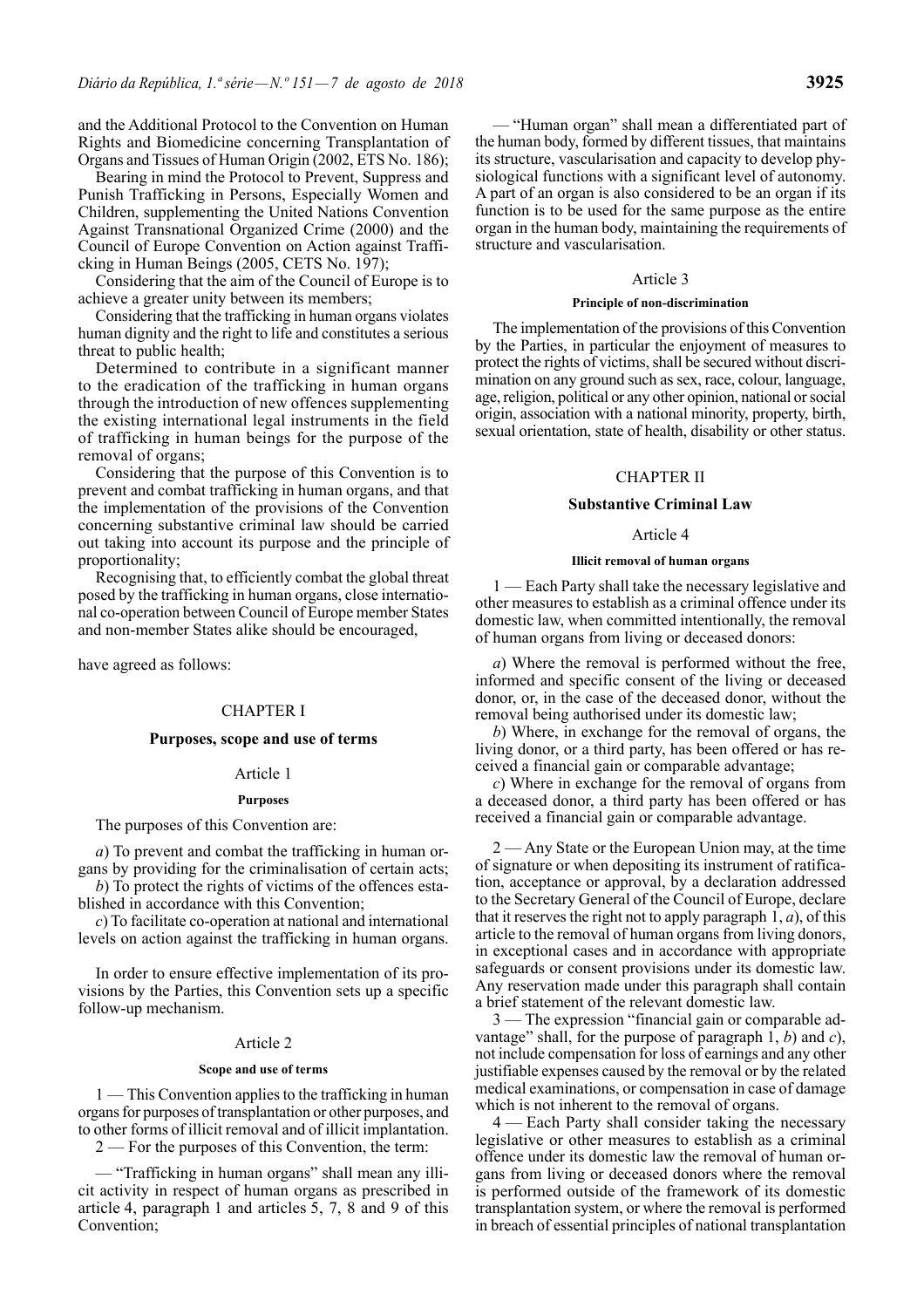and the Additional Protocol to the Convention on Human Rights and Biomedicine concerning Transplantation of Organs and Tissues of Human Origin (2002, ETS No. 186);

Bearing in mind the Protocol to Prevent, Suppress and Punish Trafficking in Persons, Especially Women and Children, supplementing the United Nations Convention Against Transnational Organized Crime (2000) and the Council of Europe Convention on Action against Trafficking in Human Beings (2005, CETS No. 197);

Considering that the aim of the Council of Europe is to achieve a greater unity between its members;

Considering that the trafficking in human organs violates human dignity and the right to life and constitutes a serious threat to public health;

Determined to contribute in a significant manner to the eradication of the trafficking in human organs through the introduction of new offences supplementing the existing international legal instruments in the field of trafficking in human beings for the purpose of the removal of organs;

Considering that the purpose of this Convention is to prevent and combat trafficking in human organs, and that the implementation of the provisions of the Convention concerning substantive criminal law should be carried out taking into account its purpose and the principle of proportionality;

Recognising that, to efficiently combat the global threat posed by the trafficking in human organs, close international co-operation between Council of Europe member States and non-member States alike should be encouraged,

have agreed as follows:

## CHAPTER I

## Purposes, scope and use of terms

### Article 1

#### Purposes

The purposes of this Convention are:

*a*) To prevent and combat the trafficking in human organs by providing for the criminalisation of certain acts;

*b*) To protect the rights of victims of the offences established in accordance with this Convention;

*c*) To facilitate co-operation at national and international levels on action against the trafficking in human organs.

In order to ensure effective implementation of its provisions by the Parties, this Convention sets up a specific follow-up mechanism.

### Article 2

#### Scope and use of terms

1 — This Convention applies to the trafficking in human organs for purposes of transplantation or other purposes, and to other forms of illicit removal and of illicit implantation.

2 — For the purposes of this Convention, the term:

— "Trafficking in human organs" shall mean any illicit activity in respect of human organs as prescribed in article 4, paragraph 1 and articles 5, 7, 8 and 9 of this Convention;

— "Human organ" shall mean a differentiated part of the human body, formed by different tissues, that maintains its structure, vascularisation and capacity to develop physiological functions with a significant level of autonomy. A part of an organ is also considered to be an organ if its function is to be used for the same purpose as the entire organ in the human body, maintaining the requirements of structure and vascularisation.

### Article 3

#### Principle of non-discrimination

The implementation of the provisions of this Convention by the Parties, in particular the enjoyment of measures to protect the rights of victims, shall be secured without discrimination on any ground such as sex, race, colour, language, age, religion, political or any other opinion, national or social origin, association with a national minority, property, birth, sexual orientation, state of health, disability or other status.

## CHAPTER II

## Substantive Criminal Law

### Article 4

#### Illicit removal of human organs

1 — Each Party shall take the necessary legislative and other measures to establish as a criminal offence under its domestic law, when committed intentionally, the removal of human organs from living or deceased donors:

*a*) Where the removal is performed without the free, informed and specific consent of the living or deceased donor, or, in the case of the deceased donor, without the removal being authorised under its domestic law;

*b*) Where, in exchange for the removal of organs, the living donor, or a third party, has been offered or has received a financial gain or comparable advantage;

*c*) Where in exchange for the removal of organs from a deceased donor, a third party has been offered or has received a financial gain or comparable advantage.

2 — Any State or the European Union may, at the time of signature or when depositing its instrument of ratification, acceptance or approval, by a declaration addressed to the Secretary General of the Council of Europe, declare that it reserves the right not to apply paragraph 1, *a*), of this article to the removal of human organs from living donors, in exceptional cases and in accordance with appropriate safeguards or consent provisions under its domestic law. Any reservation made under this paragraph shall contain a brief statement of the relevant domestic law.

3 — The expression "financial gain or comparable advantage" shall, for the purpose of paragraph 1, *b*) and *c*), not include compensation for loss of earnings and any other justifiable expenses caused by the removal or by the related medical examinations, or compensation in case of damage which is not inherent to the removal of organs.

4 — Each Party shall consider taking the necessary legislative or other measures to establish as a criminal offence under its domestic law the removal of human organs from living or deceased donors where the removal is performed outside of the framework of its domestic transplantation system, or where the removal is performed in breach of essential principles of national transplantation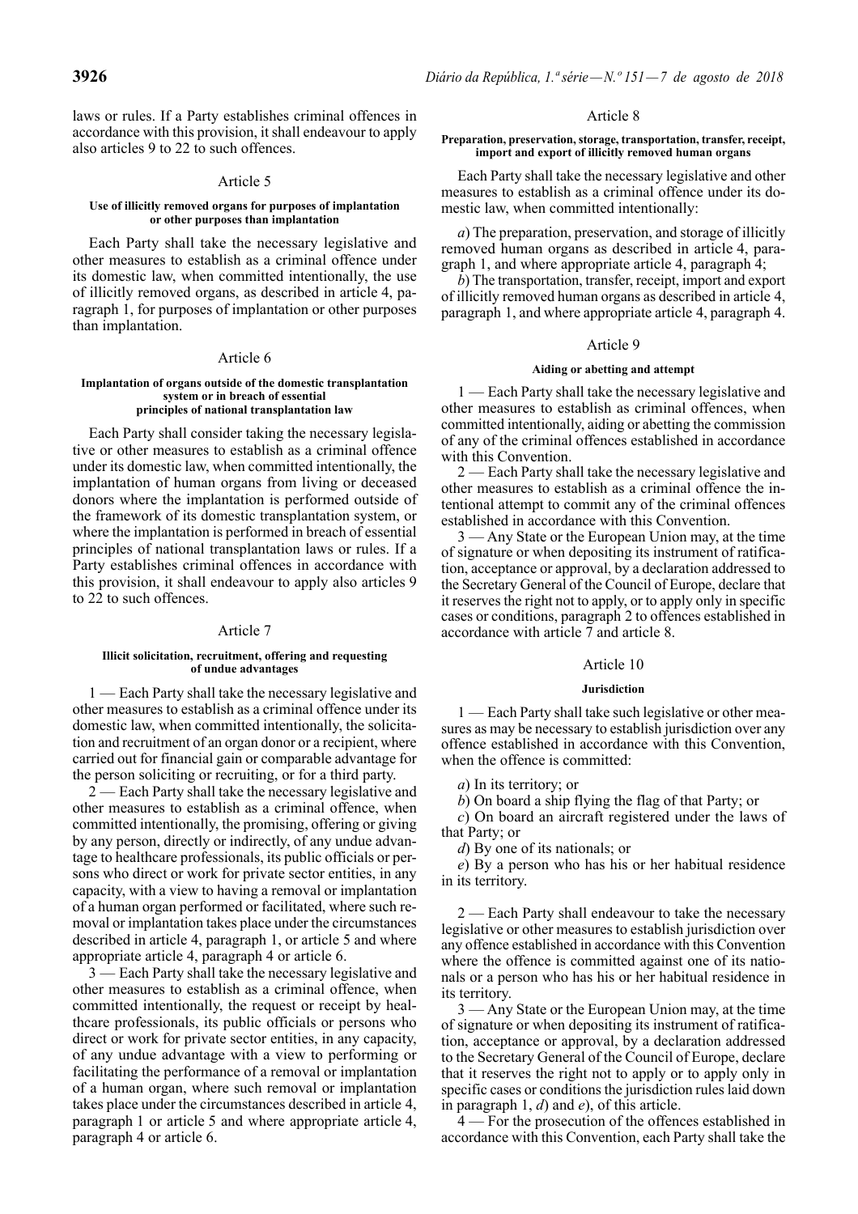laws or rules. If a Party establishes criminal offences in accordance with this provision, it shall endeavour to apply also articles 9 to 22 to such offences.

### Article 5

#### Use of illicitly removed organs for purposes of implantation or other purposes than implantation

Each Party shall take the necessary legislative and other measures to establish as a criminal offence under its domestic law, when committed intentionally, the use of illicitly removed organs, as described in article 4, paragraph 1, for purposes of implantation or other purposes than implantation.

### Article 6

#### Implantation of organs outside of the domestic transplantation system or in breach of essential principles of national transplantation law

Each Party shall consider taking the necessary legislative or other measures to establish as a criminal offence under its domestic law, when committed intentionally, the implantation of human organs from living or deceased donors where the implantation is performed outside of the framework of its domestic transplantation system, or where the implantation is performed in breach of essential principles of national transplantation laws or rules. If a Party establishes criminal offences in accordance with this provision, it shall endeavour to apply also articles 9 to 22 to such offences.

### Article 7

#### Illicit solicitation, recruitment, offering and requesting of undue advantages

1 — Each Party shall take the necessary legislative and other measures to establish as a criminal offence under its domestic law, when committed intentionally, the solicitation and recruitment of an organ donor or a recipient, where carried out for financial gain or comparable advantage for the person soliciting or recruiting, or for a third party.

2 — Each Party shall take the necessary legislative and other measures to establish as a criminal offence, when committed intentionally, the promising, offering or giving by any person, directly or indirectly, of any undue advantage to healthcare professionals, its public officials or persons who direct or work for private sector entities, in any capacity, with a view to having a removal or implantation of a human organ performed or facilitated, where such removal or implantation takes place under the circumstances described in article 4, paragraph 1, or article 5 and where appropriate article 4, paragraph 4 or article 6.

3 — Each Party shall take the necessary legislative and other measures to establish as a criminal offence, when committed intentionally, the request or receipt by healthcare professionals, its public officials or persons who direct or work for private sector entities, in any capacity, of any undue advantage with a view to performing or facilitating the performance of a removal or implantation of a human organ, where such removal or implantation takes place under the circumstances described in article 4, paragraph 1 or article 5 and where appropriate article 4, paragraph 4 or article 6.

### Article 8

#### Preparation, preservation, storage, transportation, transfer, receipt, import and export of illicitly removed human organs

Each Party shall take the necessary legislative and other measures to establish as a criminal offence under its domestic law, when committed intentionally:

*a*) The preparation, preservation, and storage of illicitly removed human organs as described in article 4, paragraph 1, and where appropriate article 4, paragraph 4;

*b*) The transportation, transfer, receipt, import and export of illicitly removed human organs as described in article 4, paragraph 1, and where appropriate article 4, paragraph 4.

### Article 9

#### Aiding or abetting and attempt

1 — Each Party shall take the necessary legislative and other measures to establish as criminal offences, when committed intentionally, aiding or abetting the commission of any of the criminal offences established in accordance with this Convention.

2 — Each Party shall take the necessary legislative and other measures to establish as a criminal offence the intentional attempt to commit any of the criminal offences established in accordance with this Convention.

3 — Any State or the European Union may, at the time of signature or when depositing its instrument of ratification, acceptance or approval, by a declaration addressed to the Secretary General of the Council of Europe, declare that it reserves the right not to apply, or to apply only in specific cases or conditions, paragraph 2 to offences established in accordance with article 7 and article 8.

### Article 10

#### Jurisdiction

1 — Each Party shall take such legislative or other measures as may be necessary to establish jurisdiction over any offence established in accordance with this Convention, when the offence is committed:

*a*) In its territory; or

*b*) On board a ship flying the flag of that Party; or

*c*) On board an aircraft registered under the laws of that Party; or

*d*) By one of its nationals; or

*e*) By a person who has his or her habitual residence in its territory.

2 — Each Party shall endeavour to take the necessary legislative or other measures to establish jurisdiction over any offence established in accordance with this Convention where the offence is committed against one of its nationals or a person who has his or her habitual residence in its territory.

3 — Any State or the European Union may, at the time of signature or when depositing its instrument of ratification, acceptance or approval, by a declaration addressed to the Secretary General of the Council of Europe, declare that it reserves the right not to apply or to apply only in specific cases or conditions the jurisdiction rules laid down in paragraph 1, *d*) and *e*), of this article.

4 — For the prosecution of the offences established in accordance with this Convention, each Party shall take the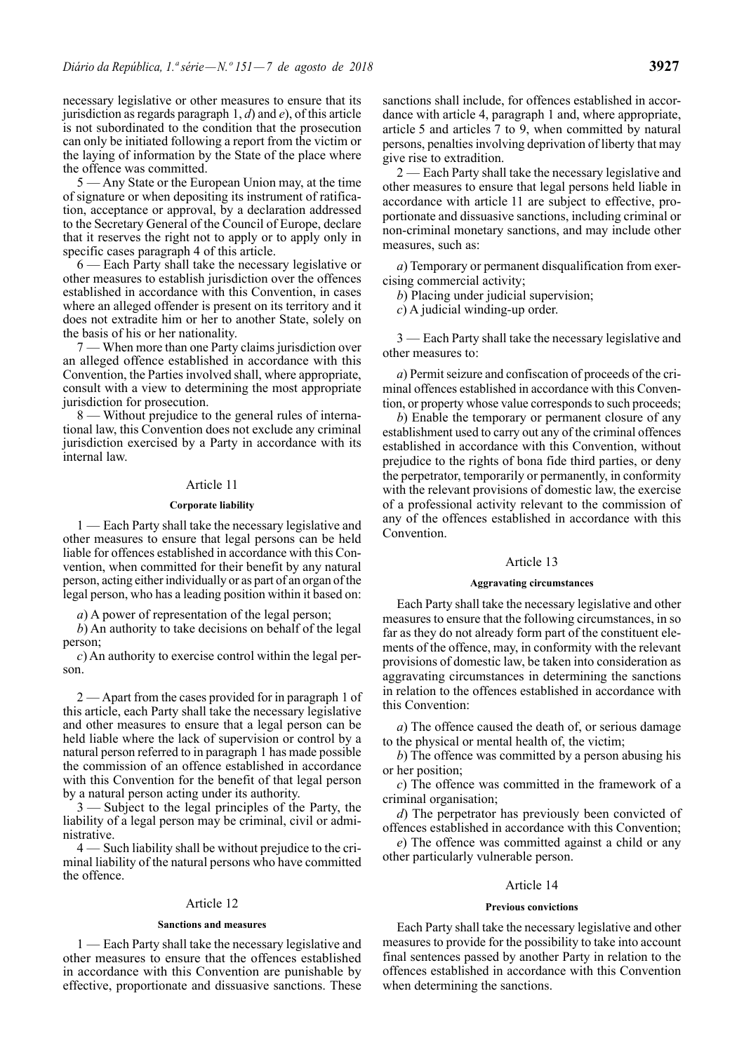necessary legislative or other measures to ensure that its jurisdiction as regards paragraph 1, *d*) and *e*), of this article is not subordinated to the condition that the prosecution can only be initiated following a report from the victim or the laying of information by the State of the place where the offence was committed.

5 — Any State or the European Union may, at the time of signature or when depositing its instrument of ratification, acceptance or approval, by a declaration addressed to the Secretary General of the Council of Europe, declare that it reserves the right not to apply or to apply only in specific cases paragraph 4 of this article.

6 — Each Party shall take the necessary legislative or other measures to establish jurisdiction over the offences established in accordance with this Convention, in cases where an alleged offender is present on its territory and it does not extradite him or her to another State, solely on the basis of his or her nationality.

7 — When more than one Party claims jurisdiction over an alleged offence established in accordance with this Convention, the Parties involved shall, where appropriate, consult with a view to determining the most appropriate jurisdiction for prosecution.

8 — Without prejudice to the general rules of international law, this Convention does not exclude any criminal jurisdiction exercised by a Party in accordance with its internal law.

## Article 11

### Corporate liability

1 — Each Party shall take the necessary legislative and other measures to ensure that legal persons can be held liable for offences established in accordance with this Convention, when committed for their benefit by any natural person, acting either individually or as part of an organ of the legal person, who has a leading position within it based on:

*a*) A power of representation of the legal person;

*b*) An authority to take decisions on behalf of the legal person;

*c*) An authority to exercise control within the legal person.

2 — Apart from the cases provided for in paragraph 1 of this article, each Party shall take the necessary legislative and other measures to ensure that a legal person can be held liable where the lack of supervision or control by a natural person referred to in paragraph 1 has made possible the commission of an offence established in accordance with this Convention for the benefit of that legal person by a natural person acting under its authority.

3 — Subject to the legal principles of the Party, the liability of a legal person may be criminal, civil or administrative.

4 — Such liability shall be without prejudice to the criminal liability of the natural persons who have committed the offence.

## Article 12

### Sanctions and measures

1 — Each Party shall take the necessary legislative and other measures to ensure that the offences established in accordance with this Convention are punishable by effective, proportionate and dissuasive sanctions. These sanctions shall include, for offences established in accordance with article 4, paragraph 1 and, where appropriate, article 5 and articles 7 to 9, when committed by natural persons, penalties involving deprivation of liberty that may give rise to extradition.

2 — Each Party shall take the necessary legislative and other measures to ensure that legal persons held liable in accordance with article 11 are subject to effective, proportionate and dissuasive sanctions, including criminal or non-criminal monetary sanctions, and may include other measures, such as:

*a*) Temporary or permanent disqualification from exercising commercial activity;

*b*) Placing under judicial supervision;

*c*) A judicial winding-up order.

3 — Each Party shall take the necessary legislative and other measures to:

*a*) Permit seizure and confiscation of proceeds of the criminal offences established in accordance with this Convention, or property whose value corresponds to such proceeds;

*b*) Enable the temporary or permanent closure of any establishment used to carry out any of the criminal offences established in accordance with this Convention, without prejudice to the rights of bona fide third parties, or deny the perpetrator, temporarily or permanently, in conformity with the relevant provisions of domestic law, the exercise of a professional activity relevant to the commission of any of the offences established in accordance with this Convention.

## Article 13

### Aggravating circumstances

Each Party shall take the necessary legislative and other measures to ensure that the following circumstances, in so far as they do not already form part of the constituent elements of the offence, may, in conformity with the relevant provisions of domestic law, be taken into consideration as aggravating circumstances in determining the sanctions in relation to the offences established in accordance with this Convention:

*a*) The offence caused the death of, or serious damage to the physical or mental health of, the victim;

*b*) The offence was committed by a person abusing his or her position;

*c*) The offence was committed in the framework of a criminal organisation;

*d*) The perpetrator has previously been convicted of offences established in accordance with this Convention;

*e*) The offence was committed against a child or any other particularly vulnerable person.

## Article 14

### Previous convictions

Each Party shall take the necessary legislative and other measures to provide for the possibility to take into account final sentences passed by another Party in relation to the offences established in accordance with this Convention when determining the sanctions.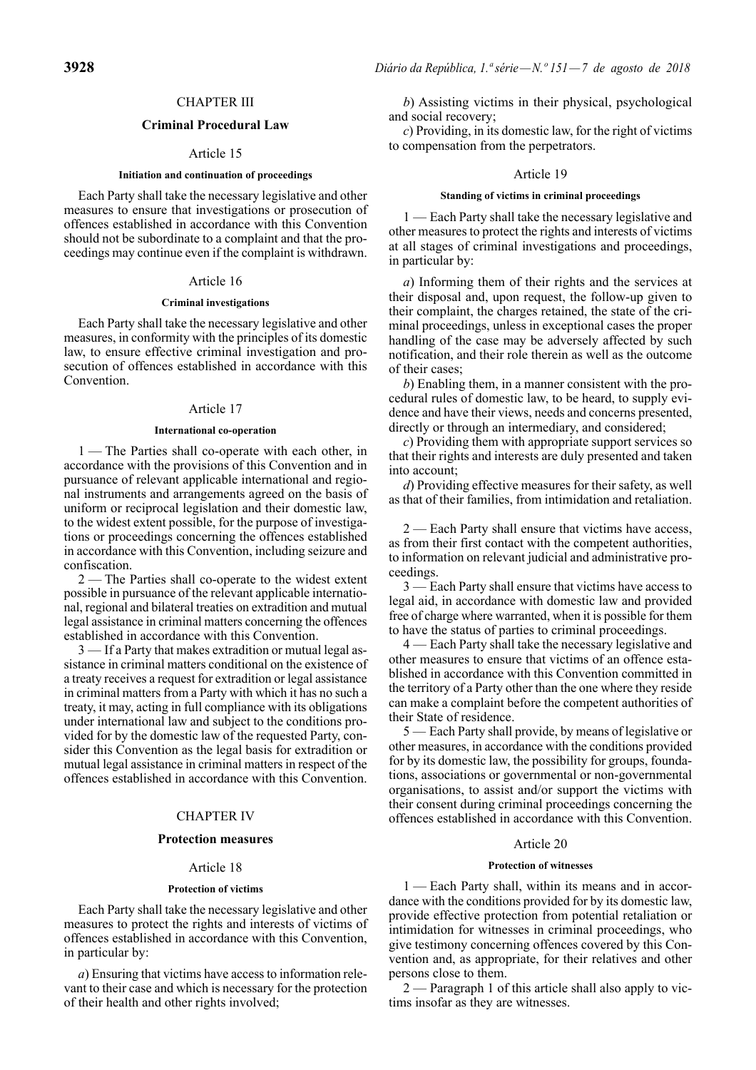## CHAPTER III

## Criminal Procedural Law

### Article 15

#### Initiation and continuation of proceedings

Each Party shall take the necessary legislative and other measures to ensure that investigations or prosecution of offences established in accordance with this Convention should not be subordinate to a complaint and that the proceedings may continue even if the complaint is withdrawn.

### Article 16

#### Criminal investigations

Each Party shall take the necessary legislative and other measures, in conformity with the principles of its domestic law, to ensure effective criminal investigation and prosecution of offences established in accordance with this Convention.

### Article 17

#### International co-operation

1 — The Parties shall co-operate with each other, in accordance with the provisions of this Convention and in pursuance of relevant applicable international and regional instruments and arrangements agreed on the basis of uniform or reciprocal legislation and their domestic law, to the widest extent possible, for the purpose of investigations or proceedings concerning the offences established in accordance with this Convention, including seizure and confiscation.

2 — The Parties shall co-operate to the widest extent possible in pursuance of the relevant applicable international, regional and bilateral treaties on extradition and mutual legal assistance in criminal matters concerning the offences established in accordance with this Convention.

3 — If a Party that makes extradition or mutual legal assistance in criminal matters conditional on the existence of a treaty receives a request for extradition or legal assistance in criminal matters from a Party with which it has no such a treaty, it may, acting in full compliance with its obligations under international law and subject to the conditions provided for by the domestic law of the requested Party, consider this Convention as the legal basis for extradition or mutual legal assistance in criminal matters in respect of the offences established in accordance with this Convention.

## CHAPTER IV

## Protection measures

### Article 18

#### Protection of victims

Each Party shall take the necessary legislative and other measures to protect the rights and interests of victims of offences established in accordance with this Convention, in particular by:

*a*) Ensuring that victims have access to information relevant to their case and which is necessary for the protection of their health and other rights involved;

*b*) Assisting victims in their physical, psychological and social recovery;

*c*) Providing, in its domestic law, for the right of victims to compensation from the perpetrators.

### Article 19

#### Standing of victims in criminal proceedings

1 — Each Party shall take the necessary legislative and other measures to protect the rights and interests of victims at all stages of criminal investigations and proceedings, in particular by:

*a*) Informing them of their rights and the services at their disposal and, upon request, the follow-up given to their complaint, the charges retained, the state of the criminal proceedings, unless in exceptional cases the proper handling of the case may be adversely affected by such notification, and their role therein as well as the outcome of their cases;

*b*) Enabling them, in a manner consistent with the procedural rules of domestic law, to be heard, to supply evidence and have their views, needs and concerns presented, directly or through an intermediary, and considered;

*c*) Providing them with appropriate support services so that their rights and interests are duly presented and taken into account;

*d*) Providing effective measures for their safety, as well as that of their families, from intimidation and retaliation.

2 — Each Party shall ensure that victims have access, as from their first contact with the competent authorities, to information on relevant judicial and administrative proceedings.

3 — Each Party shall ensure that victims have access to legal aid, in accordance with domestic law and provided free of charge where warranted, when it is possible for them to have the status of parties to criminal proceedings.

4 — Each Party shall take the necessary legislative and other measures to ensure that victims of an offence established in accordance with this Convention committed in the territory of a Party other than the one where they reside can make a complaint before the competent authorities of their State of residence.

5 — Each Party shall provide, by means of legislative or other measures, in accordance with the conditions provided for by its domestic law, the possibility for groups, foundations, associations or governmental or non-governmental organisations, to assist and/or support the victims with their consent during criminal proceedings concerning the offences established in accordance with this Convention.

### Article 20

#### Protection of witnesses

1 — Each Party shall, within its means and in accordance with the conditions provided for by its domestic law, provide effective protection from potential retaliation or intimidation for witnesses in criminal proceedings, who give testimony concerning offences covered by this Convention and, as appropriate, for their relatives and other persons close to them.

2 — Paragraph 1 of this article shall also apply to victims insofar as they are witnesses.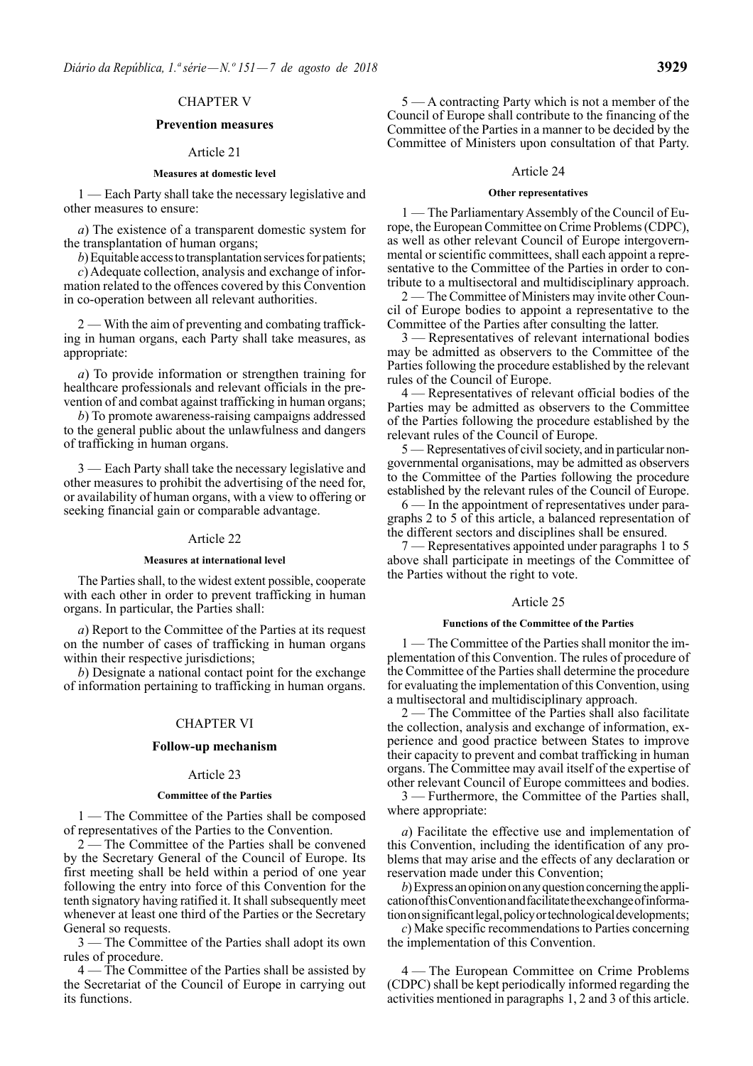## CHAPTER V

### Prevention measures

#### Article 21

**Measures at domestic level**

1 — Each Party shall take the necessary legislative and other measures to ensure:

*a*) The existence of a transparent domestic system for the transplantation of human organs;

*b*) Equitable access to transplantation services for patients;

*c*) Adequate collection, analysis and exchange of information related to the offences covered by this Convention in co-operation between all relevant authorities.

2 — With the aim of preventing and combating trafficking in human organs, each Party shall take measures, as appropriate:

*a*) To provide information or strengthen training for healthcare professionals and relevant officials in the prevention of and combat against trafficking in human organs;

*b*) To promote awareness-raising campaigns addressed to the general public about the unlawfulness and dangers of trafficking in human organs.

3 — Each Party shall take the necessary legislative and other measures to prohibit the advertising of the need for, or availability of human organs, with a view to offering or seeking financial gain or comparable advantage.

#### Article 22

**Measures at international level**

The Parties shall, to the widest extent possible, cooperate with each other in order to prevent trafficking in human organs. In particular, the Parties shall:

*a*) Report to the Committee of the Parties at its request on the number of cases of trafficking in human organs within their respective jurisdictions;

*b*) Designate a national contact point for the exchange of information pertaining to trafficking in human organs.

## CHAPTER VI

### Follow-up mechanism

#### Article 23

**Committee of the Parties**

1 — The Committee of the Parties shall be composed of representatives of the Parties to the Convention.

2 — The Committee of the Parties shall be convened by the Secretary General of the Council of Europe. Its first meeting shall be held within a period of one year following the entry into force of this Convention for the tenth signatory having ratified it. It shall subsequently meet whenever at least one third of the Parties or the Secretary General so requests.

3 — The Committee of the Parties shall adopt its own rules of procedure.

4 — The Committee of the Parties shall be assisted by the Secretariat of the Council of Europe in carrying out its functions.

5 — A contracting Party which is not a member of the Council of Europe shall contribute to the financing of the Committee of the Parties in a manner to be decided by the Committee of Ministers upon consultation of that Party.

#### Article 24

**Other representatives**

1 — The Parliamentary Assembly of the Council of Europe, the European Committee on Crime Problems (CDPC), as well as other relevant Council of Europe intergovernmental or scientific committees, shall each appoint a representative to the Committee of the Parties in order to contribute to a multisectoral and multidisciplinary approach.

2 — The Committee of Ministers may invite other Council of Europe bodies to appoint a representative to the Committee of the Parties after consulting the latter.

3 — Representatives of relevant international bodies may be admitted as observers to the Committee of the Parties following the procedure established by the relevant rules of the Council of Europe.

4 — Representatives of relevant official bodies of the Parties may be admitted as observers to the Committee of the Parties following the procedure established by the relevant rules of the Council of Europe.

5 — Representatives of civil society, and in particular non-governmental organisations, may be admitted as observers to the Committee of the Parties following the procedure established by the relevant rules of the Council of Europe.

6 — In the appointment of representatives under paragraphs 2 to 5 of this article, a balanced representation of the different sectors and disciplines shall be ensured.

7 — Representatives appointed under paragraphs 1 to 5 above shall participate in meetings of the Committee of the Parties without the right to vote.

#### Article 25

**Functions of the Committee of the Parties**

1 — The Committee of the Parties shall monitor the implementation of this Convention. The rules of procedure of the Committee of the Parties shall determine the procedure for evaluating the implementation of this Convention, using a multisectoral and multidisciplinary approach.

2 — The Committee of the Parties shall also facilitate the collection, analysis and exchange of information, experience and good practice between States to improve their capacity to prevent and combat trafficking in human organs. The Committee may avail itself of the expertise of other relevant Council of Europe committees and bodies.

3 — Furthermore, the Committee of the Parties shall, where appropriate:

*a*) Facilitate the effective use and implementation of this Convention, including the identification of any problems that may arise and the effects of any declaration or reservation made under this Convention;

*b*) Express an opinion on any question concerning the application of this Convention and facilitate the exchange of information on significant legal, policy or technological developments;

*c*) Make specific recommendations to Parties concerning the implementation of this Convention.

4 — The European Committee on Crime Problems (CDPC) shall be kept periodically informed regarding the activities mentioned in paragraphs 1, 2 and 3 of this article.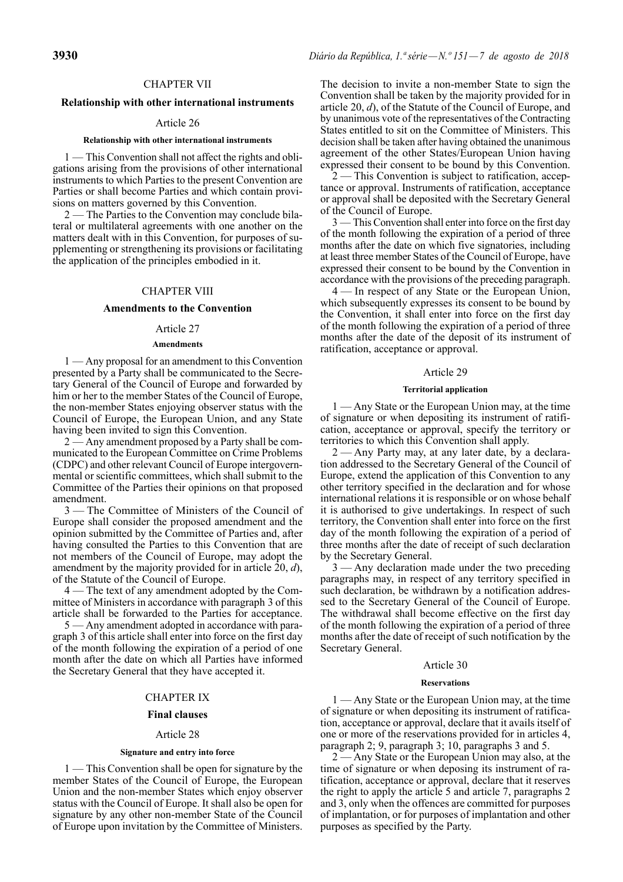## CHAPTER VII

### Relationship with other international instruments

#### Article 26

##### Relationship with other international instruments

1 — This Convention shall not affect the rights and obligations arising from the provisions of other international instruments to which Parties to the present Convention are Parties or shall become Parties and which contain provisions on matters governed by this Convention.

2 — The Parties to the Convention may conclude bilateral or multilateral agreements with one another on the matters dealt with in this Convention, for purposes of supplementing or strengthening its provisions or facilitating the application of the principles embodied in it.

## CHAPTER VIII

### Amendments to the Convention

#### Article 27

##### Amendments

1 — Any proposal for an amendment to this Convention presented by a Party shall be communicated to the Secretary General of the Council of Europe and forwarded by him or her to the member States of the Council of Europe, the non-member States enjoying observer status with the Council of Europe, the European Union, and any State having been invited to sign this Convention.

2 — Any amendment proposed by a Party shall be communicated to the European Committee on Crime Problems (CDPC) and other relevant Council of Europe intergovernmental or scientific committees, which shall submit to the Committee of the Parties their opinions on that proposed amendment.

3 — The Committee of Ministers of the Council of Europe shall consider the proposed amendment and the opinion submitted by the Committee of Parties and, after having consulted the Parties to this Convention that are not members of the Council of Europe, may adopt the amendment by the majority provided for in article 20, *d*), of the Statute of the Council of Europe.

4 — The text of any amendment adopted by the Committee of Ministers in accordance with paragraph 3 of this article shall be forwarded to the Parties for acceptance.

5 — Any amendment adopted in accordance with paragraph 3 of this article shall enter into force on the first day of the month following the expiration of a period of one month after the date on which all Parties have informed the Secretary General that they have accepted it.

## CHAPTER IX

### Final clauses

#### Article 28

##### Signature and entry into force

1 — This Convention shall be open for signature by the member States of the Council of Europe, the European Union and the non-member States which enjoy observer status with the Council of Europe. It shall also be open for signature by any other non-member State of the Council of Europe upon invitation by the Committee of Ministers. The decision to invite a non-member State to sign the Convention shall be taken by the majority provided for in article 20, *d*), of the Statute of the Council of Europe, and by unanimous vote of the representatives of the Contracting States entitled to sit on the Committee of Ministers. This decision shall be taken after having obtained the unanimous agreement of the other States/European Union having expressed their consent to be bound by this Convention.

2 — This Convention is subject to ratification, acceptance or approval. Instruments of ratification, acceptance or approval shall be deposited with the Secretary General of the Council of Europe.

3 — This Convention shall enter into force on the first day of the month following the expiration of a period of three months after the date on which five signatories, including at least three member States of the Council of Europe, have expressed their consent to be bound by the Convention in accordance with the provisions of the preceding paragraph.

4 — In respect of any State or the European Union, which subsequently expresses its consent to be bound by the Convention, it shall enter into force on the first day of the month following the expiration of a period of three months after the date of the deposit of its instrument of ratification, acceptance or approval.

#### Article 29

##### Territorial application

1 — Any State or the European Union may, at the time of signature or when depositing its instrument of ratification, acceptance or approval, specify the territory or territories to which this Convention shall apply.

2 — Any Party may, at any later date, by a declaration addressed to the Secretary General of the Council of Europe, extend the application of this Convention to any other territory specified in the declaration and for whose international relations it is responsible or on whose behalf it is authorised to give undertakings. In respect of such territory, the Convention shall enter into force on the first day of the month following the expiration of a period of three months after the date of receipt of such declaration by the Secretary General.

3 — Any declaration made under the two preceding paragraphs may, in respect of any territory specified in such declaration, be withdrawn by a notification addressed to the Secretary General of the Council of Europe. The withdrawal shall become effective on the first day of the month following the expiration of a period of three months after the date of receipt of such notification by the Secretary General.

#### Article 30

##### Reservations

1 — Any State or the European Union may, at the time of signature or when depositing its instrument of ratification, acceptance or approval, declare that it avails itself of one or more of the reservations provided for in articles 4, paragraph 2; 9, paragraph 3; 10, paragraphs 3 and 5.

2 — Any State or the European Union may also, at the time of signature or when deposing its instrument of ratification, acceptance or approval, declare that it reserves the right to apply the article 5 and article 7, paragraphs 2 and 3, only when the offences are committed for purposes of implantation, or for purposes of implantation and other purposes as specified by the Party.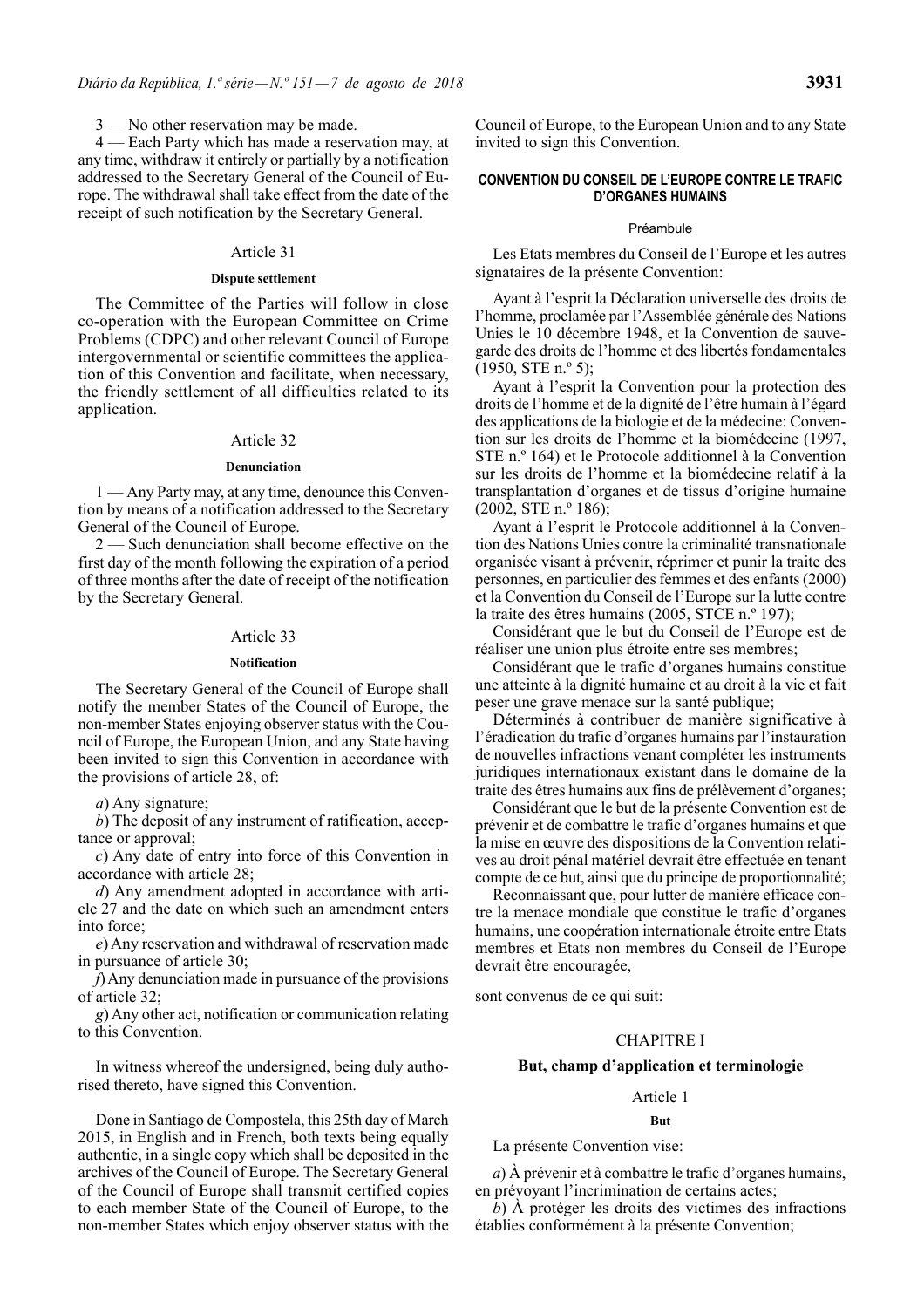3 — No other reservation may be made.

4 — Each Party which has made a reservation may, at any time, withdraw it entirely or partially by a notification addressed to the Secretary General of the Council of Europe. The withdrawal shall take effect from the date of the receipt of such notification by the Secretary General.

Article 31

**Dispute settlement**

The Committee of the Parties will follow in close co-operation with the European Committee on Crime Problems (CDPC) and other relevant Council of Europe intergovernmental or scientific committees the application of this Convention and facilitate, when necessary, the friendly settlement of all difficulties related to its application.

Article 32

**Denunciation**

1 — Any Party may, at any time, denounce this Convention by means of a notification addressed to the Secretary General of the Council of Europe.

2 — Such denunciation shall become effective on the first day of the month following the expiration of a period of three months after the date of receipt of the notification by the Secretary General.

Article 33

**Notification**

The Secretary General of the Council of Europe shall notify the member States of the Council of Europe, the non-member States enjoying observer status with the Council of Europe, the European Union, and any State having been invited to sign this Convention in accordance with the provisions of article 28, of:

*a*) Any signature;

*b*) The deposit of any instrument of ratification, acceptance or approval;

*c*) Any date of entry into force of this Convention in accordance with article 28;

*d*) Any amendment adopted in accordance with article 27 and the date on which such an amendment enters into force;

*e*) Any reservation and withdrawal of reservation made in pursuance of article 30;

*f*) Any denunciation made in pursuance of the provisions of article 32;

*g*) Any other act, notification or communication relating to this Convention.

In witness whereof the undersigned, being duly authorised thereto, have signed this Convention.

Done in Santiago de Compostela, this 25th day of March 2015, in English and in French, both texts being equally authentic, in a single copy which shall be deposited in the archives of the Council of Europe. The Secretary General of the Council of Europe shall transmit certified copies to each member State of the Council of Europe, to the non-member States which enjoy observer status with the Council of Europe, to the European Union and to any State invited to sign this Convention.

## CONVENTION DU CONSEIL DE L'EUROPE CONTRE LE TRAFIC D'ORGANES HUMAINS

Préambule

Les Etats membres du Conseil de l'Europe et les autres signataires de la présente Convention:

Ayant à l'esprit la Déclaration universelle des droits de l'homme, proclamée par l'Assemblée générale des Nations Unies le 10 décembre 1948, et la Convention de sauvegarde des droits de l'homme et des libertés fondamentales (1950, STE n.º 5);

Ayant à l'esprit la Convention pour la protection des droits de l'homme et de la dignité de l'être humain à l'égard des applications de la biologie et de la médecine: Convention sur les droits de l'homme et la biomédecine (1997, STE n.º 164) et le Protocole additionnel à la Convention sur les droits de l'homme et la biomédecine relatif à la transplantation d'organes et de tissus d'origine humaine (2002, STE n.º 186);

Ayant à l'esprit le Protocole additionnel à la Convention des Nations Unies contre la criminalité transnationale organisée visant à prévenir, réprimer et punir la traite des personnes, en particulier des femmes et des enfants (2000) et la Convention du Conseil de l'Europe sur la lutte contre la traite des êtres humains (2005, STCE n.º 197);

Considérant que le but du Conseil de l'Europe est de réaliser une union plus étroite entre ses membres;

Considérant que le trafic d'organes humains constitue une atteinte à la dignité humaine et au droit à la vie et fait peser une grave menace sur la santé publique;

Déterminés à contribuer de manière significative à l'éradication du trafic d'organes humains par l'instauration de nouvelles infractions venant compléter les instruments juridiques internationaux existant dans le domaine de la traite des êtres humains aux fins de prélèvement d'organes;

Considérant que le but de la présente Convention est de prévenir et de combattre le trafic d'organes humains et que la mise en œuvre des dispositions de la Convention relatives au droit pénal matériel devrait être effectuée en tenant compte de ce but, ainsi que du principe de proportionnalité;

Reconnaissant que, pour lutter de manière efficace contre la menace mondiale que constitue le trafic d'organes humains, une coopération internationale étroite entre Etats membres et Etats non membres du Conseil de l'Europe devrait être encouragée,

sont convenus de ce qui suit:

CHAPITRE I

### But, champ d'application et terminologie

Article 1

**But**

La présente Convention vise:

*a*) À prévenir et à combattre le trafic d'organes humains, en prévoyant l'incrimination de certains actes;

*b*) À protéger les droits des victimes des infractions établies conformément à la présente Convention;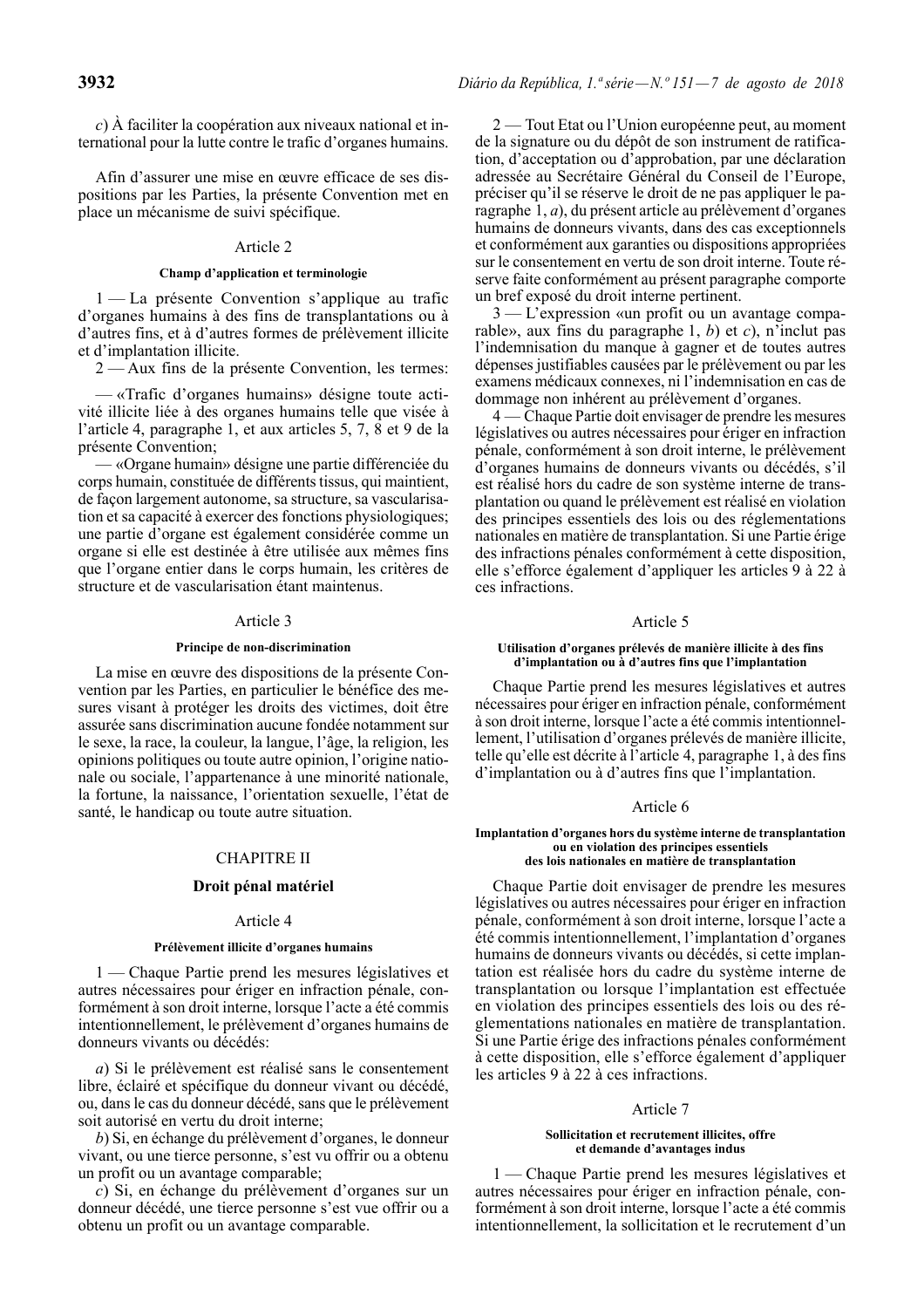*c*) À faciliter la coopération aux niveaux national et international pour la lutte contre le trafic d'organes humains.

Afin d'assurer une mise en œuvre efficace de ses dispositions par les Parties, la présente Convention met en place un mécanisme de suivi spécifique.

Article 2

**Champ d'application et terminologie**

1 — La présente Convention s'applique au trafic d'organes humains à des fins de transplantations ou à d'autres fins, et à d'autres formes de prélèvement illicite et d'implantation illicite.

2 — Aux fins de la présente Convention, les termes:

— «Trafic d'organes humains» désigne toute activité illicite liée à des organes humains telle que visée à l'article 4, paragraphe 1, et aux articles 5, 7, 8 et 9 de la présente Convention;

— «Organe humain» désigne une partie différenciée du corps humain, constituée de différents tissus, qui maintient, de façon largement autonome, sa structure, sa vascularisation et sa capacité à exercer des fonctions physiologiques; une partie d'organe est également considérée comme un organe si elle est destinée à être utilisée aux mêmes fins que l'organe entier dans le corps humain, les critères de structure et de vascularisation étant maintenus.

Article 3

**Principe de non-discrimination**

La mise en œuvre des dispositions de la présente Convention par les Parties, en particulier le bénéfice des mesures visant à protéger les droits des victimes, doit être assurée sans discrimination aucune fondée notamment sur le sexe, la race, la couleur, la langue, l'âge, la religion, les opinions politiques ou toute autre opinion, l'origine nationale ou sociale, l'appartenance à une minorité nationale, la fortune, la naissance, l'orientation sexuelle, l'état de santé, le handicap ou toute autre situation.

CHAPITRE II

**Droit pénal matériel**

Article 4

**Prélèvement illicite d'organes humains**

1 — Chaque Partie prend les mesures législatives et autres nécessaires pour ériger en infraction pénale, conformément à son droit interne, lorsque l'acte a été commis intentionnellement, le prélèvement d'organes humains de donneurs vivants ou décédés:

*a*) Si le prélèvement est réalisé sans le consentement libre, éclairé et spécifique du donneur vivant ou décédé, ou, dans le cas du donneur décédé, sans que le prélèvement soit autorisé en vertu du droit interne;

*b*) Si, en échange du prélèvement d'organes, le donneur vivant, ou une tierce personne, s'est vu offrir ou a obtenu un profit ou un avantage comparable;

*c*) Si, en échange du prélèvement d'organes sur un donneur décédé, une tierce personne s'est vue offrir ou a obtenu un profit ou un avantage comparable.

2 — Tout Etat ou l'Union européenne peut, au moment de la signature ou du dépôt de son instrument de ratification, d'acceptation ou d'approbation, par une déclaration adressée au Secrétaire Général du Conseil de l'Europe, préciser qu'il se réserve le droit de ne pas appliquer le paragraphe 1, *a*), du présent article au prélèvement d'organes humains de donneurs vivants, dans des cas exceptionnels et conformément aux garanties ou dispositions appropriées sur le consentement en vertu de son droit interne. Toute réserve faite conformément au présent paragraphe comporte un bref exposé du droit interne pertinent.

3 — L'expression «un profit ou un avantage comparable», aux fins du paragraphe 1, *b*) et *c*), n'inclut pas l'indemnisation du manque à gagner et de toutes autres dépenses justifiables causées par le prélèvement ou par les examens médicaux connexes, ni l'indemnisation en cas de dommage non inhérent au prélèvement d'organes.

4 — Chaque Partie doit envisager de prendre les mesures législatives ou autres nécessaires pour ériger en infraction pénale, conformément à son droit interne, le prélèvement d'organes humains de donneurs vivants ou décédés, s'il est réalisé hors du cadre de son système interne de transplantation ou quand le prélèvement est réalisé en violation des principes essentiels des lois ou des réglementations nationales en matière de transplantation. Si une Partie érige des infractions pénales conformément à cette disposition, elle s'efforce également d'appliquer les articles 9 à 22 à ces infractions.

Article 5

**Utilisation d'organes prélevés de manière illicite à des fins d'implantation ou à d'autres fins que l'implantation**

Chaque Partie prend les mesures législatives et autres nécessaires pour ériger en infraction pénale, conformément à son droit interne, lorsque l'acte a été commis intentionnellement, l'utilisation d'organes prélevés de manière illicite, telle qu'elle est décrite à l'article 4, paragraphe 1, à des fins d'implantation ou à d'autres fins que l'implantation.

Article 6

**Implantation d'organes hors du système interne de transplantation ou en violation des principes essentiels des lois nationales en matière de transplantation**

Chaque Partie doit envisager de prendre les mesures législatives ou autres nécessaires pour ériger en infraction pénale, conformément à son droit interne, lorsque l'acte a été commis intentionnellement, l'implantation d'organes humains de donneurs vivants ou décédés, si cette implantation est réalisée hors du cadre du système interne de transplantation ou lorsque l'implantation est effectuée en violation des principes essentiels des lois ou des réglementations nationales en matière de transplantation. Si une Partie érige des infractions pénales conformément à cette disposition, elle s'efforce également d'appliquer les articles 9 à 22 à ces infractions.

Article 7

**Sollicitation et recrutement illicites, offre et demande d'avantages indus**

1 — Chaque Partie prend les mesures législatives et autres nécessaires pour ériger en infraction pénale, conformément à son droit interne, lorsque l'acte a été commis intentionnellement, la sollicitation et le recrutement d'un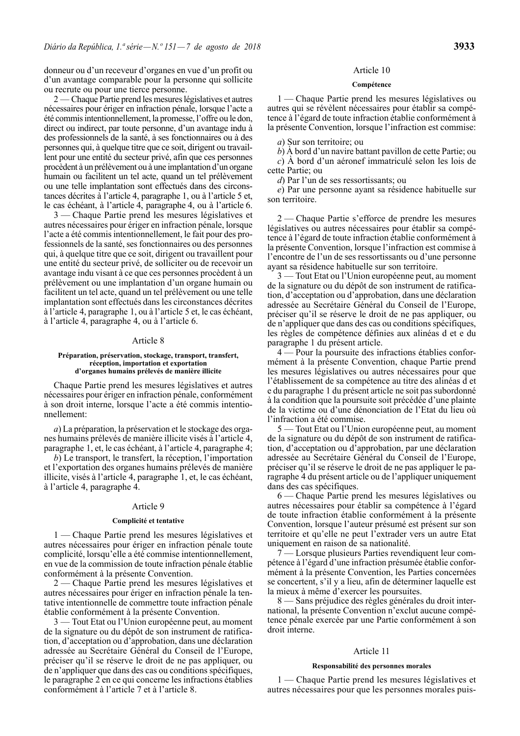donneur ou d'un receveur d'organes en vue d'un profit ou d'un avantage comparable pour la personne qui sollicite ou recrute ou pour une tierce personne.

2 — Chaque Partie prend les mesures législatives et autres nécessaires pour ériger en infraction pénale, lorsque l'acte a été commis intentionnellement, la promesse, l'offre ou le don, direct ou indirect, par toute personne, d'un avantage indu à des professionnels de la santé, à ses fonctionnaires ou à des personnes qui, à quelque titre que ce soit, dirigent ou travaillent pour une entité du secteur privé, afin que ces personnes procèdent à un prélèvement ou à une implantation d'un organe humain ou facilitent un tel acte, quand un tel prélèvement ou une telle implantation sont effectués dans des circonstances décrites à l'article 4, paragraphe 1, ou à l'article 5 et, le cas échéant, à l'article 4, paragraphe 4, ou à l'article 6.

3 — Chaque Partie prend les mesures législatives et autres nécessaires pour ériger en infraction pénale, lorsque l'acte a été commis intentionnellement, le fait pour des professionnels de la santé, ses fonctionnaires ou des personnes qui, à quelque titre que ce soit, dirigent ou travaillent pour une entité du secteur privé, de solliciter ou de recevoir un avantage indu visant à ce que ces personnes procèdent à un prélèvement ou une implantation d'un organe humain ou facilitent un tel acte, quand un tel prélèvement ou une telle implantation sont effectués dans les circonstances décrites à l'article 4, paragraphe 1, ou à l'article 5 et, le cas échéant, à l'article 4, paragraphe 4, ou à l'article 6.

## Article 8

### Préparation, préservation, stockage, transport, transfert, réception, importation et exportation d'organes humains prélevés de manière illicite

Chaque Partie prend les mesures législatives et autres nécessaires pour ériger en infraction pénale, conformément à son droit interne, lorsque l'acte a été commis intentionnellement:

*a*) La préparation, la préservation et le stockage des organes humains prélevés de manière illicite visés à l'article 4, paragraphe 1, et, le cas échéant, à l'article 4, paragraphe 4;

*b*) Le transport, le transfert, la réception, l'importation et l'exportation des organes humains prélevés de manière illicite, visés à l'article 4, paragraphe 1, et, le cas échéant, à l'article 4, paragraphe 4.

## Article 9

### Complicité et tentative

1 — Chaque Partie prend les mesures législatives et autres nécessaires pour ériger en infraction pénale toute complicité, lorsqu'elle a été commise intentionnellement, en vue de la commission de toute infraction pénale établie conformément à la présente Convention.

2 — Chaque Partie prend les mesures législatives et autres nécessaires pour ériger en infraction pénale la tentative intentionnelle de commettre toute infraction pénale établie conformément à la présente Convention.

3 — Tout Etat ou l'Union européenne peut, au moment de la signature ou du dépôt de son instrument de ratification, d'acceptation ou d'approbation, dans une déclaration adressée au Secrétaire Général du Conseil de l'Europe, préciser qu'il se réserve le droit de ne pas appliquer, ou de n'appliquer que dans des cas ou conditions spécifiques, le paragraphe 2 en ce qui concerne les infractions établies conformément à l'article 7 et à l'article 8.

## Article 10

### Compétence

1 — Chaque Partie prend les mesures législatives ou autres qui se révèlent nécessaires pour établir sa compétence à l'égard de toute infraction établie conformément à la présente Convention, lorsque l'infraction est commise:

*a*) Sur son territoire; ou

*b*) À bord d'un navire battant pavillon de cette Partie; ou

*c*) À bord d'un aéronef immatriculé selon les lois de cette Partie; ou

*d*) Par l'un de ses ressortissants; ou

*e*) Par une personne ayant sa résidence habituelle sur son territoire.

2 — Chaque Partie s'efforce de prendre les mesures législatives ou autres nécessaires pour établir sa compétence à l'égard de toute infraction établie conformément à la présente Convention, lorsque l'infraction est commise à l'encontre de l'un de ses ressortissants ou d'une personne ayant sa résidence habituelle sur son territoire.

3 — Tout Etat ou l'Union européenne peut, au moment de la signature ou du dépôt de son instrument de ratification, d'acceptation ou d'approbation, dans une déclaration adressée au Secrétaire Général du Conseil de l'Europe, préciser qu'il se réserve le droit de ne pas appliquer, ou de n'appliquer que dans des cas ou conditions spécifiques, les règles de compétence définies aux alinéas d et e du paragraphe 1 du présent article.

4 — Pour la poursuite des infractions établies conformément à la présente Convention, chaque Partie prend les mesures législatives ou autres nécessaires pour que l'établissement de sa compétence au titre des alinéas d et e du paragraphe 1 du présent article ne soit pas subordonné à la condition que la poursuite soit précédée d'une plainte de la victime ou d'une dénonciation de l'Etat du lieu où l'infraction a été commise.

5 — Tout Etat ou l'Union européenne peut, au moment de la signature ou du dépôt de son instrument de ratification, d'acceptation ou d'approbation, par une déclaration adressée au Secrétaire Général du Conseil de l'Europe, préciser qu'il se réserve le droit de ne pas appliquer le paragraphe 4 du présent article ou de l'appliquer uniquement dans des cas spécifiques.

6 — Chaque Partie prend les mesures législatives ou autres nécessaires pour établir sa compétence à l'égard de toute infraction établie conformément à la présente Convention, lorsque l'auteur présumé est présent sur son territoire et qu'elle ne peut l'extrader vers un autre Etat uniquement en raison de sa nationalité.

7 — Lorsque plusieurs Parties revendiquent leur compétence à l'égard d'une infraction présumée établie conformément à la présente Convention, les Parties concernées se concertent, s'il y a lieu, afin de déterminer laquelle est la mieux à même d'exercer les poursuites.

8 — Sans préjudice des règles générales du droit international, la présente Convention n'exclut aucune compétence pénale exercée par une Partie conformément à son droit interne.

## Article 11

### Responsabilité des personnes morales

1 — Chaque Partie prend les mesures législatives et autres nécessaires pour que les personnes morales puis-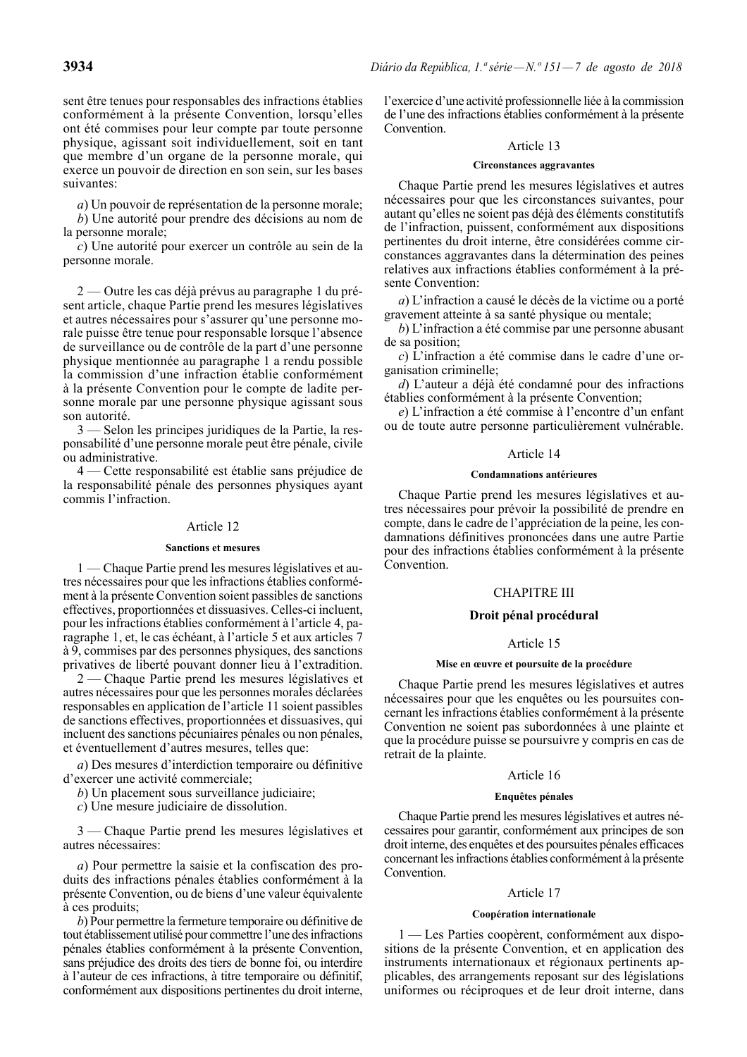sent être tenues pour responsables des infractions établies conformément à la présente Convention, lorsqu'elles ont été commises pour leur compte par toute personne physique, agissant soit individuellement, soit en tant que membre d'un organe de la personne morale, qui exerce un pouvoir de direction en son sein, sur les bases suivantes:

*a*) Un pouvoir de représentation de la personne morale;

*b*) Une autorité pour prendre des décisions au nom de la personne morale;

*c*) Une autorité pour exercer un contrôle au sein de la personne morale.

2 — Outre les cas déjà prévus au paragraphe 1 du présent article, chaque Partie prend les mesures législatives et autres nécessaires pour s'assurer qu'une personne morale puisse être tenue pour responsable lorsque l'absence de surveillance ou de contrôle de la part d'une personne physique mentionnée au paragraphe 1 a rendu possible la commission d'une infraction établie conformément à la présente Convention pour le compte de ladite personne morale par une personne physique agissant sous son autorité.

3 — Selon les principes juridiques de la Partie, la responsabilité d'une personne morale peut être pénale, civile ou administrative.

4 — Cette responsabilité est établie sans préjudice de la responsabilité pénale des personnes physiques ayant commis l'infraction.

### Article 12

#### Sanctions et mesures

1 — Chaque Partie prend les mesures législatives et autres nécessaires pour que les infractions établies conformément à la présente Convention soient passibles de sanctions effectives, proportionnées et dissuasives. Celles-ci incluent, pour les infractions établies conformément à l'article 4, paragraphe 1, et, le cas échéant, à l'article 5 et aux articles 7 à 9, commises par des personnes physiques, des sanctions privatives de liberté pouvant donner lieu à l'extradition.

2 — Chaque Partie prend les mesures législatives et autres nécessaires pour que les personnes morales déclarées responsables en application de l'article 11 soient passibles de sanctions effectives, proportionnées et dissuasives, qui incluent des sanctions pécuniaires pénales ou non pénales, et éventuellement d'autres mesures, telles que:

*a*) Des mesures d'interdiction temporaire ou définitive d'exercer une activité commerciale;

*b*) Un placement sous surveillance judiciaire;

*c*) Une mesure judiciaire de dissolution.

3 — Chaque Partie prend les mesures législatives et autres nécessaires:

*a*) Pour permettre la saisie et la confiscation des produits des infractions pénales établies conformément à la présente Convention, ou de biens d'une valeur équivalente à ces produits;

*b*) Pour permettre la fermeture temporaire ou définitive de tout établissement utilisé pour commettre l'une des infractions pénales établies conformément à la présente Convention, sans préjudice des droits des tiers de bonne foi, ou interdire à l'auteur de ces infractions, à titre temporaire ou définitif, conformément aux dispositions pertinentes du droit interne, l'exercice d'une activité professionnelle liée à la commission de l'une des infractions établies conformément à la présente Convention.

### Article 13

#### Circonstances aggravantes

Chaque Partie prend les mesures législatives et autres nécessaires pour que les circonstances suivantes, pour autant qu'elles ne soient pas déjà des éléments constitutifs de l'infraction, puissent, conformément aux dispositions pertinentes du droit interne, être considérées comme circonstances aggravantes dans la détermination des peines relatives aux infractions établies conformément à la présente Convention:

*a*) L'infraction a causé le décès de la victime ou a porté gravement atteinte à sa santé physique ou mentale;

*b*) L'infraction a été commise par une personne abusant de sa position;

*c*) L'infraction a été commise dans le cadre d'une organisation criminelle;

*d*) L'auteur a déjà été condamné pour des infractions établies conformément à la présente Convention;

*e*) L'infraction a été commise à l'encontre d'un enfant ou de toute autre personne particulièrement vulnérable.

### Article 14

#### Condamnations antérieures

Chaque Partie prend les mesures législatives et autres nécessaires pour prévoir la possibilité de prendre en compte, dans le cadre de l'appréciation de la peine, les condamnations définitives prononcées dans une autre Partie pour des infractions établies conformément à la présente Convention.

## CHAPITRE III

## Droit pénal procédural

### Article 15

#### Mise en œuvre et poursuite de la procédure

Chaque Partie prend les mesures législatives et autres nécessaires pour que les enquêtes ou les poursuites concernant les infractions établies conformément à la présente Convention ne soient pas subordonnées à une plainte et que la procédure puisse se poursuivre y compris en cas de retrait de la plainte.

### Article 16

#### Enquêtes pénales

Chaque Partie prend les mesures législatives et autres nécessaires pour garantir, conformément aux principes de son droit interne, des enquêtes et des poursuites pénales efficaces concernant les infractions établies conformément à la présente Convention.

### Article 17

#### Coopération internationale

1 — Les Parties coopèrent, conformément aux dispositions de la présente Convention, et en application des instruments internationaux et régionaux pertinents applicables, des arrangements reposant sur des législations uniformes ou réciproques et de leur droit interne, dans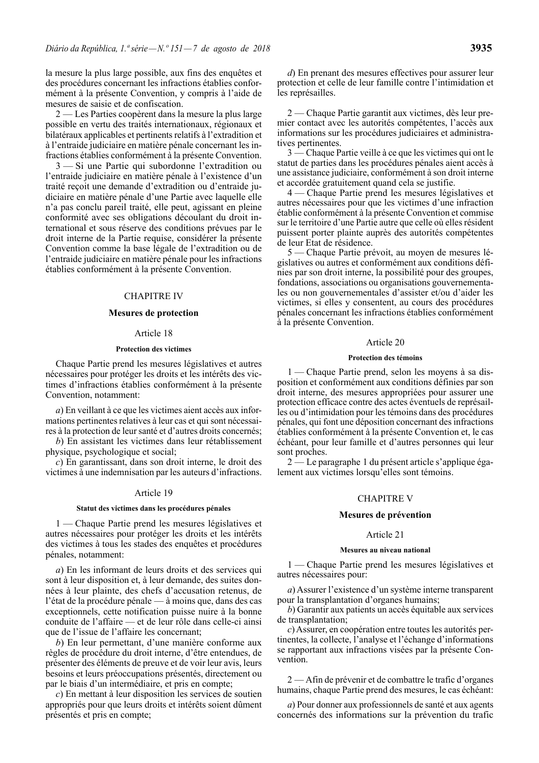la mesure la plus large possible, aux fins des enquêtes et des procédures concernant les infractions établies conformément à la présente Convention, y compris à l'aide de mesures de saisie et de confiscation.

2 — Les Parties coopèrent dans la mesure la plus large possible en vertu des traités internationaux, régionaux et bilatéraux applicables et pertinents relatifs à l'extradition et à l'entraide judiciaire en matière pénale concernant les infractions établies conformément à la présente Convention.

3 — Si une Partie qui subordonne l'extradition ou l'entraide judiciaire en matière pénale à l'existence d'un traité reçoit une demande d'extradition ou d'entraide judiciaire en matière pénale d'une Partie avec laquelle elle n'a pas conclu pareil traité, elle peut, agissant en pleine conformité avec ses obligations découlant du droit international et sous réserve des conditions prévues par le droit interne de la Partie requise, considérer la présente Convention comme la base légale de l'extradition ou de l'entraide judiciaire en matière pénale pour les infractions établies conformément à la présente Convention.

## CHAPITRE IV

## Mesures de protection

### Article 18

#### Protection des victimes

Chaque Partie prend les mesures législatives et autres nécessaires pour protéger les droits et les intérêts des victimes d'infractions établies conformément à la présente Convention, notamment:

*a*) En veillant à ce que les victimes aient accès aux informations pertinentes relatives à leur cas et qui sont nécessaires à la protection de leur santé et d'autres droits concernés;

*b*) En assistant les victimes dans leur rétablissement physique, psychologique et social;

*c*) En garantissant, dans son droit interne, le droit des victimes à une indemnisation par les auteurs d'infractions.

### Article 19

#### Statut des victimes dans les procédures pénales

1 — Chaque Partie prend les mesures législatives et autres nécessaires pour protéger les droits et les intérêts des victimes à tous les stades des enquêtes et procédures pénales, notamment:

*a*) En les informant de leurs droits et des services qui sont à leur disposition et, à leur demande, des suites données à leur plainte, des chefs d'accusation retenus, de l'état de la procédure pénale — à moins que, dans des cas exceptionnels, cette notification puisse nuire à la bonne conduite de l'affaire — et de leur rôle dans celle-ci ainsi que de l'issue de l'affaire les concernant;

*b*) En leur permettant, d'une manière conforme aux règles de procédure du droit interne, d'être entendues, de présenter des éléments de preuve et de voir leur avis, leurs besoins et leurs préoccupations présentés, directement ou par le biais d'un intermédiaire, et pris en compte;

*c*) En mettant à leur disposition les services de soutien appropriés pour que leurs droits et intérêts soient dûment présentés et pris en compte;

*d*) En prenant des mesures effectives pour assurer leur protection et celle de leur famille contre l'intimidation et les représailles.

2 — Chaque Partie garantit aux victimes, dès leur premier contact avec les autorités compétentes, l'accès aux informations sur les procédures judiciaires et administratives pertinentes.

3 — Chaque Partie veille à ce que les victimes qui ont le statut de parties dans les procédures pénales aient accès à une assistance judiciaire, conformément à son droit interne et accordée gratuitement quand cela se justifie.

4 — Chaque Partie prend les mesures législatives et autres nécessaires pour que les victimes d'une infraction établie conformément à la présente Convention et commise sur le territoire d'une Partie autre que celle où elles résident puissent porter plainte auprès des autorités compétentes de leur Etat de résidence.

5 — Chaque Partie prévoit, au moyen de mesures législatives ou autres et conformément aux conditions définies par son droit interne, la possibilité pour des groupes, fondations, associations ou organisations gouvernementales ou non gouvernementales d'assister et/ou d'aider les victimes, si elles y consentent, au cours des procédures pénales concernant les infractions établies conformément à la présente Convention.

### Article 20

#### Protection des témoins

1 — Chaque Partie prend, selon les moyens à sa disposition et conformément aux conditions définies par son droit interne, des mesures appropriées pour assurer une protection efficace contre des actes éventuels de représailles ou d'intimidation pour les témoins dans des procédures pénales, qui font une déposition concernant des infractions établies conformément à la présente Convention et, le cas échéant, pour leur famille et d'autres personnes qui leur sont proches.

2 — Le paragraphe 1 du présent article s'applique également aux victimes lorsqu'elles sont témoins.

## CHAPITRE V

## Mesures de prévention

### Article 21

#### Mesures au niveau national

1 — Chaque Partie prend les mesures législatives et autres nécessaires pour:

*a*) Assurer l'existence d'un système interne transparent pour la transplantation d'organes humains;

*b*) Garantir aux patients un accès équitable aux services de transplantation;

*c*) Assurer, en coopération entre toutes les autorités pertinentes, la collecte, l'analyse et l'échange d'informations se rapportant aux infractions visées par la présente Convention.

2 — Afin de prévenir et de combattre le trafic d'organes humains, chaque Partie prend des mesures, le cas échéant:

*a*) Pour donner aux professionnels de santé et aux agents concernés des informations sur la prévention du trafic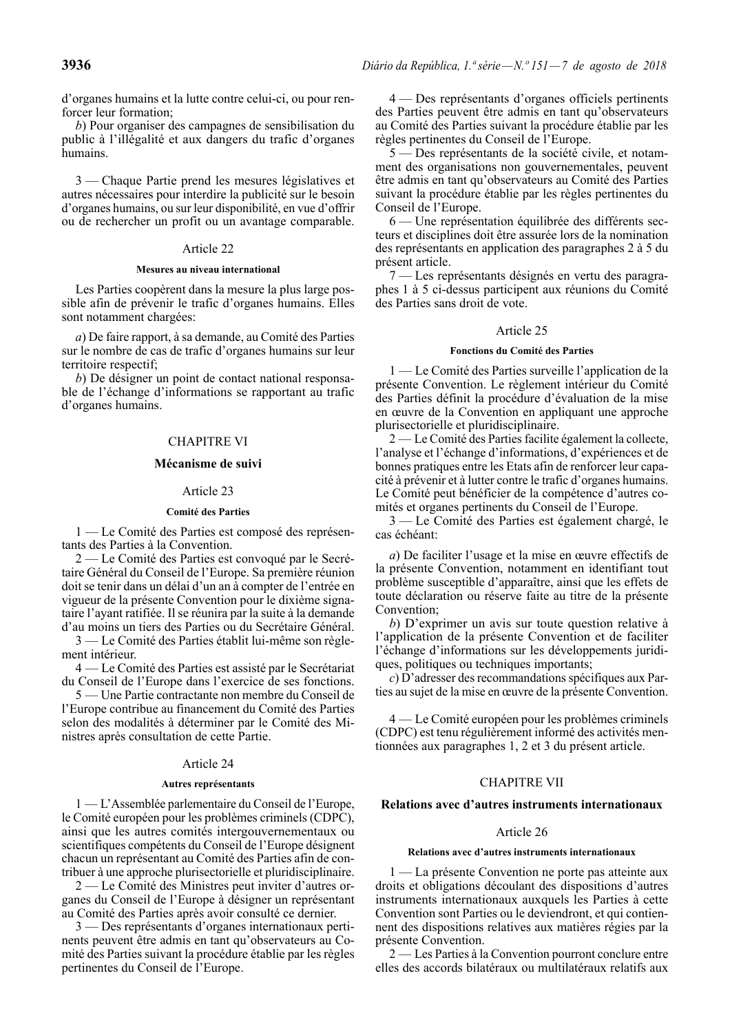d'organes humains et la lutte contre celui-ci, ou pour renforcer leur formation;

*b*) Pour organiser des campagnes de sensibilisation du public à l'illégalité et aux dangers du trafic d'organes humains.

3 — Chaque Partie prend les mesures législatives et autres nécessaires pour interdire la publicité sur le besoin d'organes humains, ou sur leur disponibilité, en vue d'offrir ou de rechercher un profit ou un avantage comparable.

Article 22

**Mesures au niveau international**

Les Parties coopèrent dans la mesure la plus large possible afin de prévenir le trafic d'organes humains. Elles sont notamment chargées:

*a*) De faire rapport, à sa demande, au Comité des Parties sur le nombre de cas de trafic d'organes humains sur leur territoire respectif;

*b*) De désigner un point de contact national responsable de l'échange d'informations se rapportant au trafic d'organes humains.

## CHAPITRE VI

## Mécanisme de suivi

Article 23

**Comité des Parties**

1 — Le Comité des Parties est composé des représentants des Parties à la Convention.

2 — Le Comité des Parties est convoqué par le Secrétaire Général du Conseil de l'Europe. Sa première réunion doit se tenir dans un délai d'un an à compter de l'entrée en vigueur de la présente Convention pour le dixième signataire l'ayant ratifiée. Il se réunira par la suite à la demande d'au moins un tiers des Parties ou du Secrétaire Général.

3 — Le Comité des Parties établit lui-même son règlement intérieur.

4 — Le Comité des Parties est assisté par le Secrétariat du Conseil de l'Europe dans l'exercice de ses fonctions.

5 — Une Partie contractante non membre du Conseil de l'Europe contribue au financement du Comité des Parties selon des modalités à déterminer par le Comité des Ministres après consultation de cette Partie.

Article 24

**Autres représentants**

1 — L'Assemblée parlementaire du Conseil de l'Europe, le Comité européen pour les problèmes criminels (CDPC), ainsi que les autres comités intergouvernementaux ou scientifiques compétents du Conseil de l'Europe désignent chacun un représentant au Comité des Parties afin de contribuer à une approche plurisectorielle et pluridisciplinaire.

2 — Le Comité des Ministres peut inviter d'autres organes du Conseil de l'Europe à désigner un représentant au Comité des Parties après avoir consulté ce dernier.

3 — Des représentants d'organes internationaux pertinents peuvent être admis en tant qu'observateurs au Comité des Parties suivant la procédure établie par les règles pertinentes du Conseil de l'Europe.

4 — Des représentants d'organes officiels pertinents des Parties peuvent être admis en tant qu'observateurs au Comité des Parties suivant la procédure établie par les règles pertinentes du Conseil de l'Europe.

5 — Des représentants de la société civile, et notamment des organisations non gouvernementales, peuvent être admis en tant qu'observateurs au Comité des Parties suivant la procédure établie par les règles pertinentes du Conseil de l'Europe.

6 — Une représentation équilibrée des différents secteurs et disciplines doit être assurée lors de la nomination des représentants en application des paragraphes 2 à 5 du présent article.

7 — Les représentants désignés en vertu des paragraphes 1 à 5 ci-dessus participent aux réunions du Comité des Parties sans droit de vote.

Article 25

**Fonctions du Comité des Parties**

1 — Le Comité des Parties surveille l'application de la présente Convention. Le règlement intérieur du Comité des Parties définit la procédure d'évaluation de la mise en œuvre de la Convention en appliquant une approche plurisectorielle et pluridisciplinaire.

2 — Le Comité des Parties facilite également la collecte, l'analyse et l'échange d'informations, d'expériences et de bonnes pratiques entre les Etats afin de renforcer leur capacité à prévenir et à lutter contre le trafic d'organes humains. Le Comité peut bénéficier de la compétence d'autres comités et organes pertinents du Conseil de l'Europe.

3 — Le Comité des Parties est également chargé, le cas échéant:

*a*) De faciliter l'usage et la mise en œuvre effectifs de la présente Convention, notamment en identifiant tout problème susceptible d'apparaître, ainsi que les effets de toute déclaration ou réserve faite au titre de la présente Convention;

*b*) D'exprimer un avis sur toute question relative à l'application de la présente Convention et de faciliter l'échange d'informations sur les développements juridiques, politiques ou techniques importants;

*c*) D'adresser des recommandations spécifiques aux Parties au sujet de la mise en œuvre de la présente Convention.

4 — Le Comité européen pour les problèmes criminels (CDPC) est tenu régulièrement informé des activités mentionnées aux paragraphes 1, 2 et 3 du présent article.

## CHAPITRE VII

## Relations avec d'autres instruments internationaux

Article 26

**Relations avec d'autres instruments internationaux**

1 — La présente Convention ne porte pas atteinte aux droits et obligations découlant des dispositions d'autres instruments internationaux auxquels les Parties à cette Convention sont Parties ou le deviendront, et qui contiennent des dispositions relatives aux matières régies par la présente Convention.

2 — Les Parties à la Convention pourront conclure entre elles des accords bilatéraux ou multilatéraux relatifs aux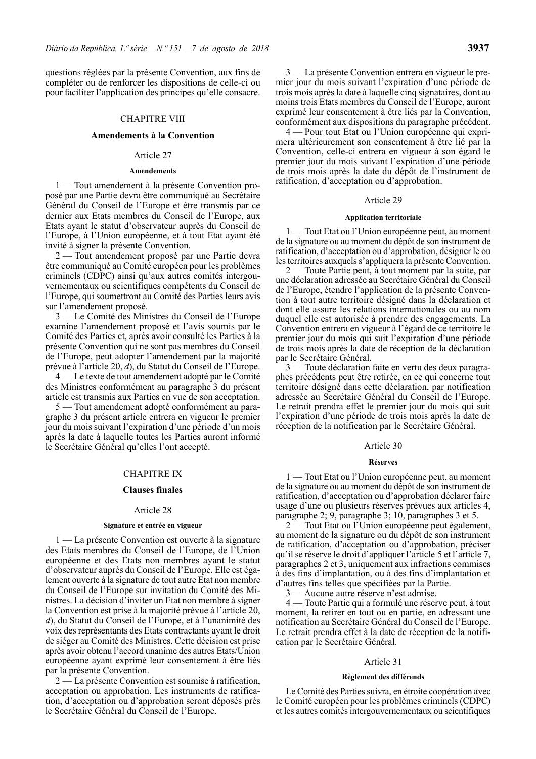questions réglées par la présente Convention, aux fins de compléter ou de renforcer les dispositions de celle-ci ou pour faciliter l'application des principes qu'elle consacre.

## CHAPITRE VIII

## Amendements à la Convention

### Article 27

#### Amendements

1 — Tout amendement à la présente Convention proposé par une Partie devra être communiqué au Secrétaire Général du Conseil de l'Europe et être transmis par ce dernier aux Etats membres du Conseil de l'Europe, aux Etats ayant le statut d'observateur auprès du Conseil de l'Europe, à l'Union européenne, et à tout Etat ayant été invité à signer la présente Convention.

2 — Tout amendement proposé par une Partie devra être communiqué au Comité européen pour les problèmes criminels (CDPC) ainsi qu'aux autres comités intergouvernementaux ou scientifiques compétents du Conseil de l'Europe, qui soumettront au Comité des Parties leurs avis sur l'amendement proposé.

3 — Le Comité des Ministres du Conseil de l'Europe examine l'amendement proposé et l'avis soumis par le Comité des Parties et, après avoir consulté les Parties à la présente Convention qui ne sont pas membres du Conseil de l'Europe, peut adopter l'amendement par la majorité prévue à l'article 20, *d*), du Statut du Conseil de l'Europe.

4 — Le texte de tout amendement adopté par le Comité des Ministres conformément au paragraphe 3 du présent article est transmis aux Parties en vue de son acceptation.

5 — Tout amendement adopté conformément au paragraphe 3 du présent article entrera en vigueur le premier jour du mois suivant l'expiration d'une période d'un mois après la date à laquelle toutes les Parties auront informé le Secrétaire Général qu'elles l'ont accepté.

## CHAPITRE IX

## Clauses finales

### Article 28

#### Signature et entrée en vigueur

1 — La présente Convention est ouverte à la signature des Etats membres du Conseil de l'Europe, de l'Union européenne et des Etats non membres ayant le statut d'observateur auprès du Conseil de l'Europe. Elle est également ouverte à la signature de tout autre Etat non membre du Conseil de l'Europe sur invitation du Comité des Ministres. La décision d'inviter un Etat non membre à signer la Convention est prise à la majorité prévue à l'article 20, *d*), du Statut du Conseil de l'Europe, et à l'unanimité des voix des représentants des Etats contractants ayant le droit de siéger au Comité des Ministres. Cette décision est prise après avoir obtenu l'accord unanime des autres Etats/Union européenne ayant exprimé leur consentement à être liés par la présente Convention.

2 — La présente Convention est soumise à ratification, acceptation ou approbation. Les instruments de ratification, d'acceptation ou d'approbation seront déposés près le Secrétaire Général du Conseil de l'Europe.

3 — La présente Convention entrera en vigueur le premier jour du mois suivant l'expiration d'une période de trois mois après la date à laquelle cinq signataires, dont au moins trois Etats membres du Conseil de l'Europe, auront exprimé leur consentement à être liés par la Convention, conformément aux dispositions du paragraphe précédent.

4 — Pour tout Etat ou l'Union européenne qui exprimera ultérieurement son consentement à être lié par la Convention, celle-ci entrera en vigueur à son égard le premier jour du mois suivant l'expiration d'une période de trois mois après la date du dépôt de l'instrument de ratification, d'acceptation ou d'approbation.

### Article 29

#### Application territoriale

1 — Tout Etat ou l'Union européenne peut, au moment de la signature ou au moment du dépôt de son instrument de ratification, d'acceptation ou d'approbation, désigner le ou les territoires auxquels s'appliquera la présente Convention.

2 — Toute Partie peut, à tout moment par la suite, par une déclaration adressée au Secrétaire Général du Conseil de l'Europe, étendre l'application de la présente Convention à tout autre territoire désigné dans la déclaration et dont elle assure les relations internationales ou au nom duquel elle est autorisée à prendre des engagements. La Convention entrera en vigueur à l'égard de ce territoire le premier jour du mois qui suit l'expiration d'une période de trois mois après la date de réception de la déclaration par le Secrétaire Général.

3 — Toute déclaration faite en vertu des deux paragraphes précédents peut être retirée, en ce qui concerne tout territoire désigné dans cette déclaration, par notification adressée au Secrétaire Général du Conseil de l'Europe. Le retrait prendra effet le premier jour du mois qui suit l'expiration d'une période de trois mois après la date de réception de la notification par le Secrétaire Général.

### Article 30

#### Réserves

1 — Tout Etat ou l'Union européenne peut, au moment de la signature ou au moment du dépôt de son instrument de ratification, d'acceptation ou d'approbation déclarer faire usage d'une ou plusieurs réserves prévues aux articles 4, paragraphe 2; 9, paragraphe 3; 10, paragraphes 3 et 5.

2 — Tout Etat ou l'Union européenne peut également, au moment de la signature ou du dépôt de son instrument de ratification, d'acceptation ou d'approbation, préciser qu'il se réserve le droit d'appliquer l'article 5 et l'article 7, paragraphes 2 et 3, uniquement aux infractions commises à des fins d'implantation, ou à des fins d'implantation et d'autres fins telles que spécifiées par la Partie.

3 — Aucune autre réserve n'est admise.

4 — Toute Partie qui a formulé une réserve peut, à tout moment, la retirer en tout ou en partie, en adressant une notification au Secrétaire Général du Conseil de l'Europe. Le retrait prendra effet à la date de réception de la notification par le Secrétaire Général.

### Article 31

#### Règlement des différends

Le Comité des Parties suivra, en étroite coopération avec le Comité européen pour les problèmes criminels (CDPC) et les autres comités intergouvernementaux ou scientifiques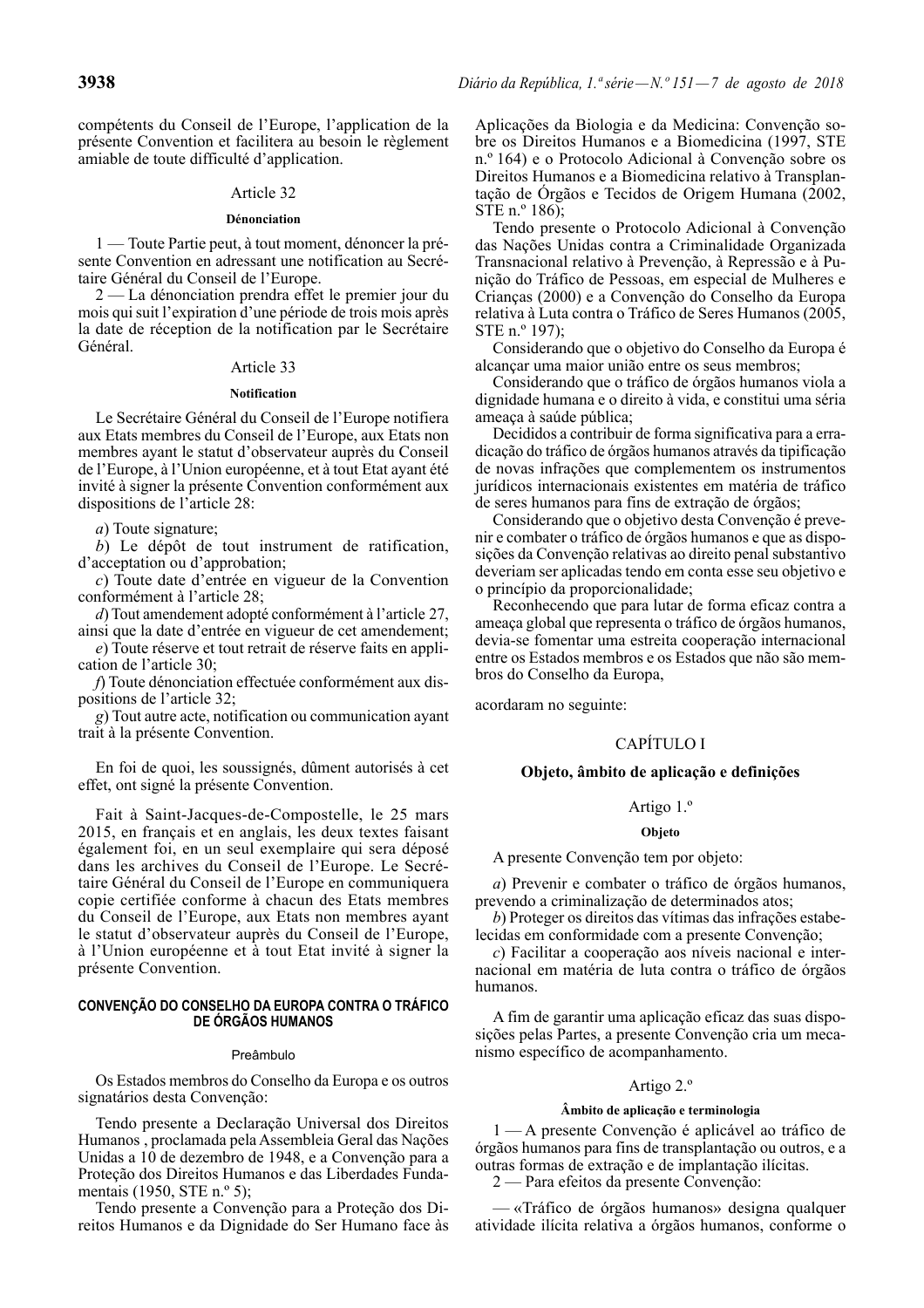compétents du Conseil de l'Europe, l'application de la présente Convention et facilitera au besoin le règlement amiable de toute difficulté d'application.

Article 32

**Dénonciation**

1 — Toute Partie peut, à tout moment, dénoncer la présente Convention en adressant une notification au Secrétaire Général du Conseil de l'Europe.

2 — La dénonciation prendra effet le premier jour du mois qui suit l'expiration d'une période de trois mois après la date de réception de la notification par le Secrétaire Général.

Article 33

**Notification**

Le Secrétaire Général du Conseil de l'Europe notifiera aux Etats membres du Conseil de l'Europe, aux Etats non membres ayant le statut d'observateur auprès du Conseil de l'Europe, à l'Union européenne, et à tout Etat ayant été invité à signer la présente Convention conformément aux dispositions de l'article 28:

*a*) Toute signature;

*b*) Le dépôt de tout instrument de ratification, d'acceptation ou d'approbation;

*c*) Toute date d'entrée en vigueur de la Convention conformément à l'article 28;

*d*) Tout amendement adopté conformément à l'article 27, ainsi que la date d'entrée en vigueur de cet amendement;

*e*) Toute réserve et tout retrait de réserve faits en application de l'article 30;

*f*) Toute dénonciation effectuée conformément aux dispositions de l'article 32;

*g*) Tout autre acte, notification ou communication ayant trait à la présente Convention.

En foi de quoi, les soussignés, dûment autorisés à cet effet, ont signé la présente Convention.

Fait à Saint-Jacques-de-Compostelle, le 25 mars 2015, en français et en anglais, les deux textes faisant également foi, en un seul exemplaire qui sera déposé dans les archives du Conseil de l'Europe. Le Secrétaire Général du Conseil de l'Europe en communiquera copie certifiée conforme à chacun des Etats membres du Conseil de l'Europe, aux Etats non membres ayant le statut d'observateur auprès du Conseil de l'Europe, à l'Union européenne et à tout Etat invité à signer la présente Convention.

## CONVENÇÃO DO CONSELHO DA EUROPA CONTRA O TRÁFICO DE ÓRGÃOS HUMANOS

Preâmbulo

Os Estados membros do Conselho da Europa e os outros signatários desta Convenção:

Tendo presente a Declaração Universal dos Direitos Humanos , proclamada pela Assembleia Geral das Nações Unidas a 10 de dezembro de 1948, e a Convenção para a Proteção dos Direitos Humanos e das Liberdades Fundamentais (1950, STE n.º 5);

Tendo presente a Convenção para a Proteção dos Direitos Humanos e da Dignidade do Ser Humano face às Aplicações da Biologia e da Medicina: Convenção sobre os Direitos Humanos e a Biomedicina (1997, STE n.º 164) e o Protocolo Adicional à Convenção sobre os Direitos Humanos e a Biomedicina relativo à Transplantação de Órgãos e Tecidos de Origem Humana (2002, STE n.º 186);

Tendo presente o Protocolo Adicional à Convenção das Nações Unidas contra a Criminalidade Organizada Transnacional relativo à Prevenção, à Repressão e à Punição do Tráfico de Pessoas, em especial de Mulheres e Crianças (2000) e a Convenção do Conselho da Europa relativa à Luta contra o Tráfico de Seres Humanos (2005, STE n.º 197);

Considerando que o objetivo do Conselho da Europa é alcançar uma maior união entre os seus membros;

Considerando que o tráfico de órgãos humanos viola a dignidade humana e o direito à vida, e constitui uma séria ameaça à saúde pública;

Decididos a contribuir de forma significativa para a erradicação do tráfico de órgãos humanos através da tipificação de novas infrações que complementem os instrumentos jurídicos internacionais existentes em matéria de tráfico de seres humanos para fins de extração de órgãos;

Considerando que o objetivo desta Convenção é prevenir e combater o tráfico de órgãos humanos e que as disposições da Convenção relativas ao direito penal substantivo deveriam ser aplicadas tendo em conta esse seu objetivo e o princípio da proporcionalidade;

Reconhecendo que para lutar de forma eficaz contra a ameaça global que representa o tráfico de órgãos humanos, devia-se fomentar uma estreita cooperação internacional entre os Estados membros e os Estados que não são membros do Conselho da Europa,

acordaram no seguinte:

### CAPÍTULO I

### Objeto, âmbito de aplicação e definições

Artigo 1.º

**Objeto**

A presente Convenção tem por objeto:

*a*) Prevenir e combater o tráfico de órgãos humanos, prevendo a criminalização de determinados atos;

*b*) Proteger os direitos das vítimas das infrações estabelecidas em conformidade com a presente Convenção;

*c*) Facilitar a cooperação aos níveis nacional e internacional em matéria de luta contra o tráfico de órgãos humanos.

A fim de garantir uma aplicação eficaz das suas disposições pelas Partes, a presente Convenção cria um mecanismo específico de acompanhamento.

Artigo 2.º

**Âmbito de aplicação e terminologia**

1 — A presente Convenção é aplicável ao tráfico de órgãos humanos para fins de transplantação ou outros, e a outras formas de extração e de implantação ilícitas.

2 — Para efeitos da presente Convenção:

— «Tráfico de órgãos humanos» designa qualquer atividade ilícita relativa a órgãos humanos, conforme o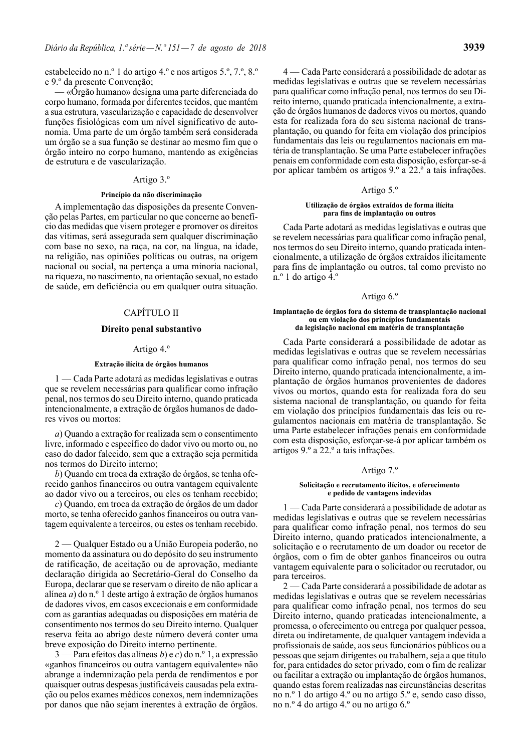estabelecido no n.º 1 do artigo 4.º e nos artigos 5.º, 7.º, 8.º e 9.º da presente Convenção;

— «Órgão humano» designa uma parte diferenciada do corpo humano, formada por diferentes tecidos, que mantém a sua estrutura, vascularização e capacidade de desenvolver funções fisiológicas com um nível significativo de autonomia. Uma parte de um órgão também será considerada um órgão se a sua função se destinar ao mesmo fim que o órgão inteiro no corpo humano, mantendo as exigências de estrutura e de vascularização.

Artigo 3.º

**Princípio da não discriminação**

A implementação das disposições da presente Convenção pelas Partes, em particular no que concerne ao benefício das medidas que visem proteger e promover os direitos das vítimas, será assegurada sem qualquer discriminação com base no sexo, na raça, na cor, na língua, na idade, na religião, nas opiniões políticas ou outras, na origem nacional ou social, na pertença a uma minoria nacional, na riqueza, no nascimento, na orientação sexual, no estado de saúde, em deficiência ou em qualquer outra situação.

## CAPÍTULO II

## Direito penal substantivo

Artigo 4.º

**Extração ilícita de órgãos humanos**

1 — Cada Parte adotará as medidas legislativas e outras que se revelem necessárias para qualificar como infração penal, nos termos do seu Direito interno, quando praticada intencionalmente, a extração de órgãos humanos de dadores vivos ou mortos:

*a*) Quando a extração for realizada sem o consentimento livre, informado e específico do dador vivo ou morto ou, no caso do dador falecido, sem que a extração seja permitida nos termos do Direito interno;

*b*) Quando em troca da extração de órgãos, se tenha oferecido ganhos financeiros ou outra vantagem equivalente ao dador vivo ou a terceiros, ou eles os tenham recebido;

*c*) Quando, em troca da extração de órgãos de um dador morto, se tenha oferecido ganhos financeiros ou outra vantagem equivalente a terceiros, ou estes os tenham recebido.

2 — Qualquer Estado ou a União Europeia poderão, no momento da assinatura ou do depósito do seu instrumento de ratificação, de aceitação ou de aprovação, mediante declaração dirigida ao Secretário-Geral do Conselho da Europa, declarar que se reservam o direito de não aplicar a alínea *a*) do n.º 1 deste artigo à extração de órgãos humanos de dadores vivos, em casos excecionais e em conformidade com as garantias adequadas ou disposições em matéria de consentimento nos termos do seu Direito interno. Qualquer reserva feita ao abrigo deste número deverá conter uma breve exposição do Direito interno pertinente.

3 — Para efeitos das alíneas *b*) e *c*) do n.º 1, a expressão «ganhos financeiros ou outra vantagem equivalente» não abrange a indemnização pela perda de rendimentos e por quaisquer outras despesas justificáveis causadas pela extração ou pelos exames médicos conexos, nem indemnizações por danos que não sejam inerentes à extração de órgãos.

4 — Cada Parte considerará a possibilidade de adotar as medidas legislativas e outras que se revelem necessárias para qualificar como infração penal, nos termos do seu Direito interno, quando praticada intencionalmente, a extração de órgãos humanos de dadores vivos ou mortos, quando esta for realizada fora do seu sistema nacional de transplantação, ou quando for feita em violação dos princípios fundamentais das leis ou regulamentos nacionais em matéria de transplantação. Se uma Parte estabelecer infrações penais em conformidade com esta disposição, esforçar-se-á por aplicar também os artigos 9.º a 22.º a tais infrações.

Artigo 5.º

**Utilização de órgãos extraídos de forma ilícita para fins de implantação ou outros**

Cada Parte adotará as medidas legislativas e outras que se revelem necessárias para qualificar como infração penal, nos termos do seu Direito interno, quando praticada intencionalmente, a utilização de órgãos extraídos ilicitamente para fins de implantação ou outros, tal como previsto no n.º 1 do artigo 4.º

Artigo 6.º

**Implantação de órgãos fora do sistema de transplantação nacional ou em violação dos princípios fundamentais da legislação nacional em matéria de transplantação**

Cada Parte considerará a possibilidade de adotar as medidas legislativas e outras que se revelem necessárias para qualificar como infração penal, nos termos do seu Direito interno, quando praticada intencionalmente, a implantação de órgãos humanos provenientes de dadores vivos ou mortos, quando esta for realizada fora do seu sistema nacional de transplantação, ou quando for feita em violação dos princípios fundamentais das leis ou regulamentos nacionais em matéria de transplantação. Se uma Parte estabelecer infrações penais em conformidade com esta disposição, esforçar-se-á por aplicar também os artigos 9.º a 22.º a tais infrações.

Artigo 7.º

**Solicitação e recrutamento ilícitos, e oferecimento e pedido de vantagens indevidas**

1 — Cada Parte considerará a possibilidade de adotar as medidas legislativas e outras que se revelem necessárias para qualificar como infração penal, nos termos do seu Direito interno, quando praticados intencionalmente, a solicitação e o recrutamento de um dador ou recetor de órgãos, com o fim de obter ganhos financeiros ou outra vantagem equivalente para o solicitador ou recrutador, ou para terceiros.

2 — Cada Parte considerará a possibilidade de adotar as medidas legislativas e outras que se revelem necessárias para qualificar como infração penal, nos termos do seu Direito interno, quando praticadas intencionalmente, a promessa, o oferecimento ou entrega por qualquer pessoa, direta ou indiretamente, de qualquer vantagem indevida a profissionais de saúde, aos seus funcionários públicos ou a pessoas que sejam dirigentes ou trabalhem, seja a que título for, para entidades do setor privado, com o fim de realizar ou facilitar a extração ou implantação de órgãos humanos, quando estas forem realizadas nas circunstâncias descritas no n.º 1 do artigo 4.º ou no artigo 5.º e, sendo caso disso, no n.º 4 do artigo 4.º ou no artigo 6.º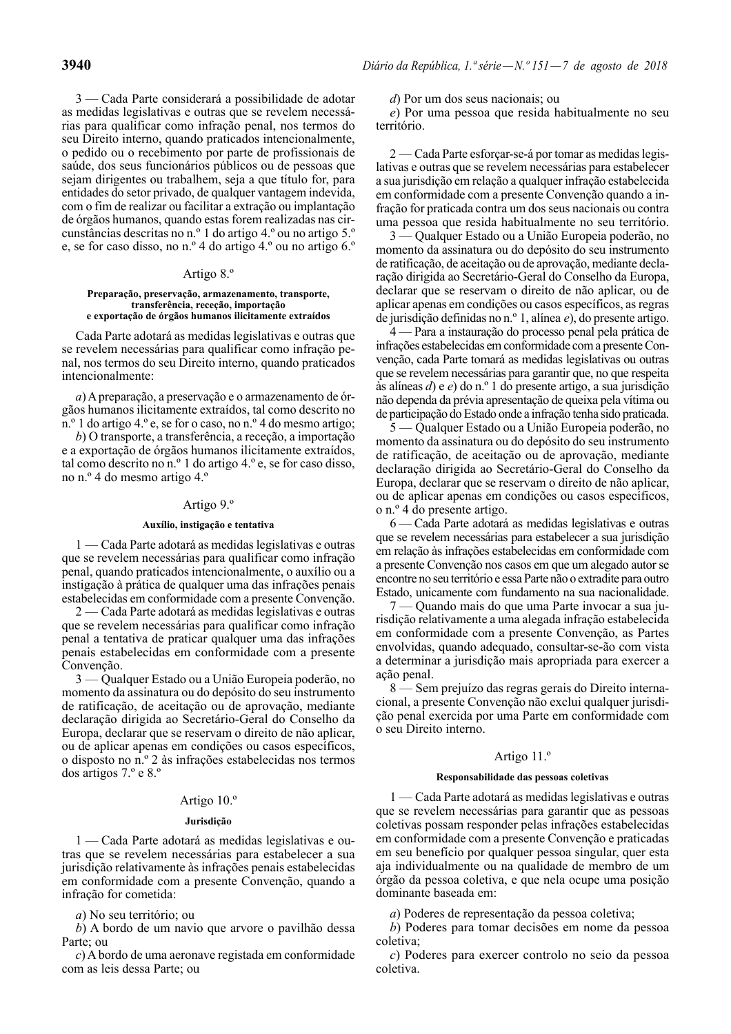3 — Cada Parte considerará a possibilidade de adotar as medidas legislativas e outras que se revelem necessárias para qualificar como infração penal, nos termos do seu Direito interno, quando praticados intencionalmente, o pedido ou o recebimento por parte de profissionais de saúde, dos seus funcionários públicos ou de pessoas que sejam dirigentes ou trabalhem, seja a que título for, para entidades do setor privado, de qualquer vantagem indevida, com o fim de realizar ou facilitar a extração ou implantação de órgãos humanos, quando estas forem realizadas nas circunstâncias descritas no n.º 1 do artigo 4.º ou no artigo 5.º e, se for caso disso, no n.º 4 do artigo 4.º ou no artigo 6.º

## Artigo 8.º

### Preparação, preservação, armazenamento, transporte, transferência, receção, importação e exportação de órgãos humanos ilicitamente extraídos

Cada Parte adotará as medidas legislativas e outras que se revelem necessárias para qualificar como infração penal, nos termos do seu Direito interno, quando praticados intencionalmente:

*a*) A preparação, a preservação e o armazenamento de órgãos humanos ilicitamente extraídos, tal como descrito no n.º 1 do artigo 4.º e, se for o caso, no n.º 4 do mesmo artigo;

*b*) O transporte, a transferência, a receção, a importação e a exportação de órgãos humanos ilicitamente extraídos, tal como descrito no n.º 1 do artigo 4.º e, se for caso disso, no n.º 4 do mesmo artigo 4.º

## Artigo 9.º

### Auxílio, instigação e tentativa

1 — Cada Parte adotará as medidas legislativas e outras que se revelem necessárias para qualificar como infração penal, quando praticados intencionalmente, o auxílio ou a instigação à prática de qualquer uma das infrações penais estabelecidas em conformidade com a presente Convenção.

2 — Cada Parte adotará as medidas legislativas e outras que se revelem necessárias para qualificar como infração penal a tentativa de praticar qualquer uma das infrações penais estabelecidas em conformidade com a presente Convenção.

3 — Qualquer Estado ou a União Europeia poderão, no momento da assinatura ou do depósito do seu instrumento de ratificação, de aceitação ou de aprovação, mediante declaração dirigida ao Secretário-Geral do Conselho da Europa, declarar que se reservam o direito de não aplicar, ou de aplicar apenas em condições ou casos específicos, o disposto no n.º 2 às infrações estabelecidas nos termos dos artigos 7.º e 8.º

## Artigo 10.º

### Jurisdição

1 — Cada Parte adotará as medidas legislativas e outras que se revelem necessárias para estabelecer a sua jurisdição relativamente às infrações penais estabelecidas em conformidade com a presente Convenção, quando a infração for cometida:

*a*) No seu território; ou

*b*) A bordo de um navio que arvore o pavilhão dessa Parte; ou

*c*) A bordo de uma aeronave registada em conformidade com as leis dessa Parte; ou

*d*) Por um dos seus nacionais; ou

*e*) Por uma pessoa que resida habitualmente no seu território.

2 — Cada Parte esforçar-se-á por tomar as medidas legislativas e outras que se revelem necessárias para estabelecer a sua jurisdição em relação a qualquer infração estabelecida em conformidade com a presente Convenção quando a infração for praticada contra um dos seus nacionais ou contra uma pessoa que resida habitualmente no seu território.

3 — Qualquer Estado ou a União Europeia poderão, no momento da assinatura ou do depósito do seu instrumento de ratificação, de aceitação ou de aprovação, mediante declaração dirigida ao Secretário-Geral do Conselho da Europa, declarar que se reservam o direito de não aplicar, ou de aplicar apenas em condições ou casos específicos, as regras de jurisdição definidas no n.º 1, alínea *e*), do presente artigo.

4 — Para a instauração do processo penal pela prática de infrações estabelecidas em conformidade com a presente Convenção, cada Parte tomará as medidas legislativas ou outras que se revelem necessárias para garantir que, no que respeita às alíneas *d*) e *e*) do n.º 1 do presente artigo, a sua jurisdição não dependa da prévia apresentação de queixa pela vítima ou de participação do Estado onde a infração tenha sido praticada.

5 — Qualquer Estado ou a União Europeia poderão, no momento da assinatura ou do depósito do seu instrumento de ratificação, de aceitação ou de aprovação, mediante declaração dirigida ao Secretário-Geral do Conselho da Europa, declarar que se reservam o direito de não aplicar, ou de aplicar apenas em condições ou casos específicos, o n.º 4 do presente artigo.

6 — Cada Parte adotará as medidas legislativas e outras que se revelem necessárias para estabelecer a sua jurisdição em relação às infrações estabelecidas em conformidade com a presente Convenção nos casos em que um alegado autor se encontre no seu território e essa Parte não o extradite para outro Estado, unicamente com fundamento na sua nacionalidade.

7 — Quando mais do que uma Parte invocar a sua jurisdição relativamente a uma alegada infração estabelecida em conformidade com a presente Convenção, as Partes envolvidas, quando adequado, consultar-se-ão com vista a determinar a jurisdição mais apropriada para exercer a ação penal.

8 — Sem prejuízo das regras gerais do Direito internacional, a presente Convenção não exclui qualquer jurisdição penal exercida por uma Parte em conformidade com o seu Direito interno.

## Artigo 11.º

### Responsabilidade das pessoas coletivas

1 — Cada Parte adotará as medidas legislativas e outras que se revelem necessárias para garantir que as pessoas coletivas possam responder pelas infrações estabelecidas em conformidade com a presente Convenção e praticadas em seu benefício por qualquer pessoa singular, quer esta aja individualmente ou na qualidade de membro de um órgão da pessoa coletiva, e que nela ocupe uma posição dominante baseada em:

*a*) Poderes de representação da pessoa coletiva;

*b*) Poderes para tomar decisões em nome da pessoa coletiva;

*c*) Poderes para exercer controlo no seio da pessoa coletiva.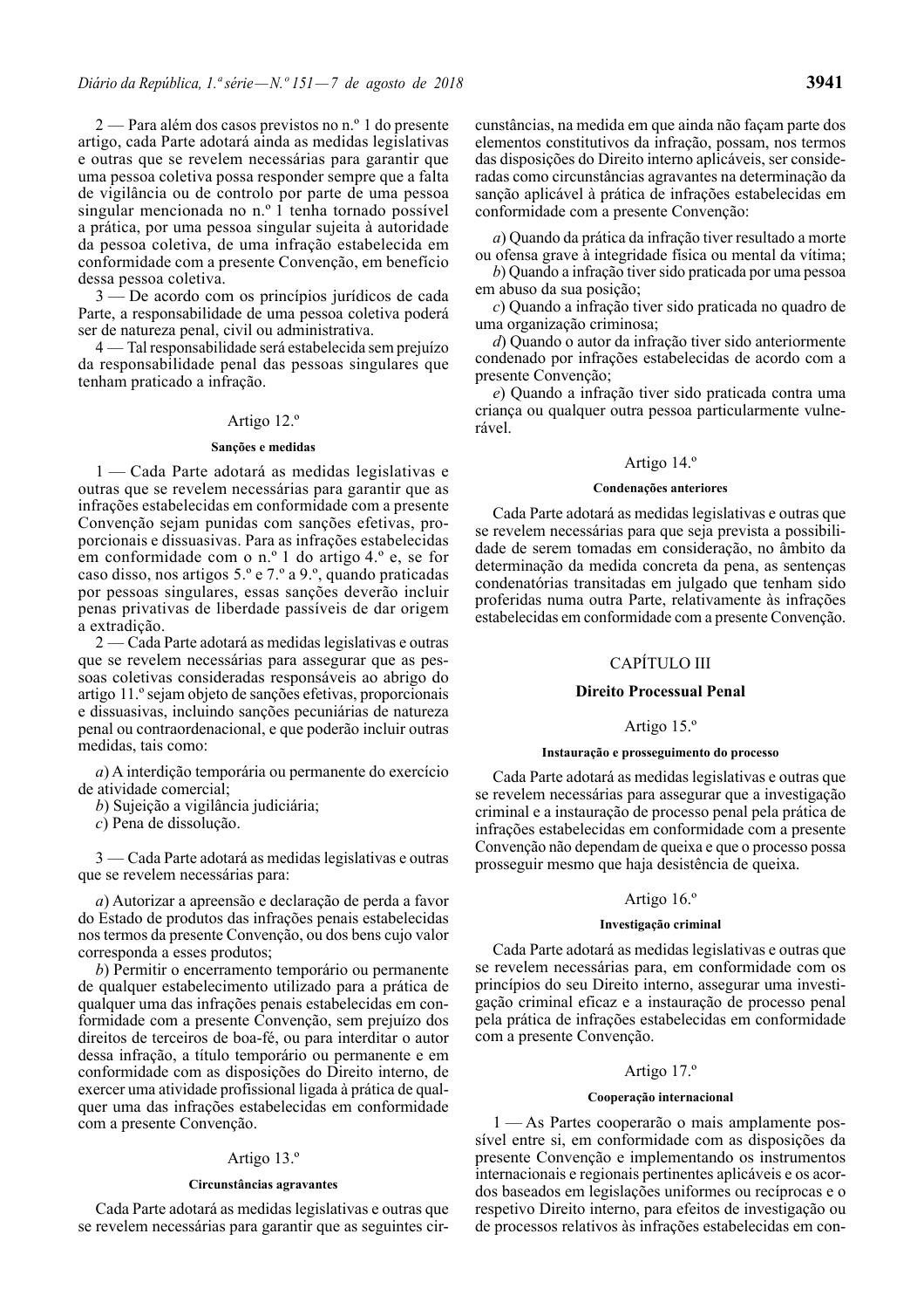2 — Para além dos casos previstos no n.º 1 do presente artigo, cada Parte adotará ainda as medidas legislativas e outras que se revelem necessárias para garantir que uma pessoa coletiva possa responder sempre que a falta de vigilância ou de controlo por parte de uma pessoa singular mencionada no n.º 1 tenha tornado possível a prática, por uma pessoa singular sujeita à autoridade da pessoa coletiva, de uma infração estabelecida em conformidade com a presente Convenção, em benefício dessa pessoa coletiva.

3 — De acordo com os princípios jurídicos de cada Parte, a responsabilidade de uma pessoa coletiva poderá ser de natureza penal, civil ou administrativa.

4 — Tal responsabilidade será estabelecida sem prejuízo da responsabilidade penal das pessoas singulares que tenham praticado a infração.

### Artigo 12.º

#### Sanções e medidas

1 — Cada Parte adotará as medidas legislativas e outras que se revelem necessárias para garantir que as infrações estabelecidas em conformidade com a presente Convenção sejam punidas com sanções efetivas, proporcionais e dissuasivas. Para as infrações estabelecidas em conformidade com o n.º 1 do artigo 4.º e, se for caso disso, nos artigos 5.º e 7.º a 9.º, quando praticadas por pessoas singulares, essas sanções deverão incluir penas privativas de liberdade passíveis de dar origem a extradição.

2 — Cada Parte adotará as medidas legislativas e outras que se revelem necessárias para assegurar que as pessoas coletivas consideradas responsáveis ao abrigo do artigo 11.º sejam objeto de sanções efetivas, proporcionais e dissuasivas, incluindo sanções pecuniárias de natureza penal ou contraordenacional, e que poderão incluir outras medidas, tais como:

*a*) A interdição temporária ou permanente do exercício de atividade comercial;

*b*) Sujeição a vigilância judiciária;

*c*) Pena de dissolução.

3 — Cada Parte adotará as medidas legislativas e outras que se revelem necessárias para:

*a*) Autorizar a apreensão e declaração de perda a favor do Estado de produtos das infrações penais estabelecidas nos termos da presente Convenção, ou dos bens cujo valor corresponda a esses produtos;

*b*) Permitir o encerramento temporário ou permanente de qualquer estabelecimento utilizado para a prática de qualquer uma das infrações penais estabelecidas em conformidade com a presente Convenção, sem prejuízo dos direitos de terceiros de boa-fé, ou para interditar o autor dessa infração, a título temporário ou permanente e em conformidade com as disposições do Direito interno, de exercer uma atividade profissional ligada à prática de qualquer uma das infrações estabelecidas em conformidade com a presente Convenção.

### Artigo 13.º

#### Circunstâncias agravantes

Cada Parte adotará as medidas legislativas e outras que se revelem necessárias para garantir que as seguintes circunstâncias, na medida em que ainda não façam parte dos elementos constitutivos da infração, possam, nos termos das disposições do Direito interno aplicáveis, ser consideradas como circunstâncias agravantes na determinação da sanção aplicável à prática de infrações estabelecidas em conformidade com a presente Convenção:

*a*) Quando da prática da infração tiver resultado a morte ou ofensa grave à integridade física ou mental da vítima;

*b*) Quando a infração tiver sido praticada por uma pessoa em abuso da sua posição;

*c*) Quando a infração tiver sido praticada no quadro de uma organização criminosa;

*d*) Quando o autor da infração tiver sido anteriormente condenado por infrações estabelecidas de acordo com a presente Convenção;

*e*) Quando a infração tiver sido praticada contra uma criança ou qualquer outra pessoa particularmente vulnerável.

### Artigo 14.º

#### Condenações anteriores

Cada Parte adotará as medidas legislativas e outras que se revelem necessárias para que seja prevista a possibilidade de serem tomadas em consideração, no âmbito da determinação da medida concreta da pena, as sentenças condenatórias transitadas em julgado que tenham sido proferidas numa outra Parte, relativamente às infrações estabelecidas em conformidade com a presente Convenção.

## CAPÍTULO III

## Direito Processual Penal

### Artigo 15.º

#### Instauração e prosseguimento do processo

Cada Parte adotará as medidas legislativas e outras que se revelem necessárias para assegurar que a investigação criminal e a instauração de processo penal pela prática de infrações estabelecidas em conformidade com a presente Convenção não dependam de queixa e que o processo possa prosseguir mesmo que haja desistência de queixa.

### Artigo 16.º

#### Investigação criminal

Cada Parte adotará as medidas legislativas e outras que se revelem necessárias para, em conformidade com os princípios do seu Direito interno, assegurar uma investigação criminal eficaz e a instauração de processo penal pela prática de infrações estabelecidas em conformidade com a presente Convenção.

### Artigo 17.º

#### Cooperação internacional

1 — As Partes cooperarão o mais amplamente possível entre si, em conformidade com as disposições da presente Convenção e implementando os instrumentos internacionais e regionais pertinentes aplicáveis e os acordos baseados em legislações uniformes ou recíprocas e o respetivo Direito interno, para efeitos de investigação ou de processos relativos às infrações estabelecidas em con-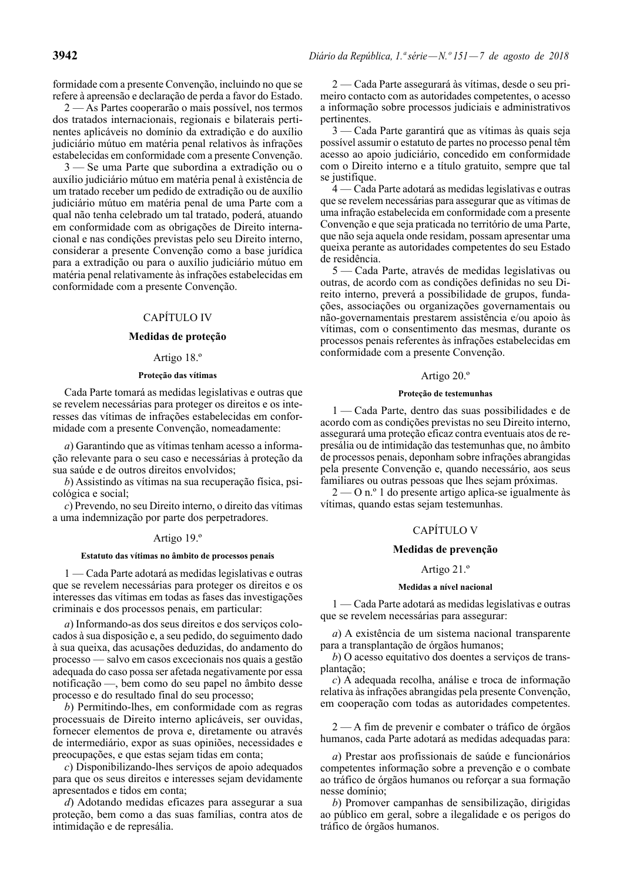formidade com a presente Convenção, incluindo no que se refere à apreensão e declaração de perda a favor do Estado.

2 — As Partes cooperarão o mais possível, nos termos dos tratados internacionais, regionais e bilaterais pertinentes aplicáveis no domínio da extradição e do auxílio judiciário mútuo em matéria penal relativos às infrações estabelecidas em conformidade com a presente Convenção.

3 — Se uma Parte que subordina a extradição ou o auxílio judiciário mútuo em matéria penal à existência de um tratado receber um pedido de extradição ou de auxílio judiciário mútuo em matéria penal de uma Parte com a qual não tenha celebrado um tal tratado, poderá, atuando em conformidade com as obrigações de Direito internacional e nas condições previstas pelo seu Direito interno, considerar a presente Convenção como a base jurídica para a extradição ou para o auxílio judiciário mútuo em matéria penal relativamente às infrações estabelecidas em conformidade com a presente Convenção.

## CAPÍTULO IV

## Medidas de proteção

### Artigo 18.º

#### Proteção das vítimas

Cada Parte tomará as medidas legislativas e outras que se revelem necessárias para proteger os direitos e os interesses das vítimas de infrações estabelecidas em conformidade com a presente Convenção, nomeadamente:

*a*) Garantindo que as vítimas tenham acesso a informação relevante para o seu caso e necessárias à proteção da sua saúde e de outros direitos envolvidos;

*b*) Assistindo as vítimas na sua recuperação física, psicológica e social;

*c*) Prevendo, no seu Direito interno, o direito das vítimas a uma indemnização por parte dos perpetradores.

### Artigo 19.º

#### Estatuto das vítimas no âmbito de processos penais

1 — Cada Parte adotará as medidas legislativas e outras que se revelem necessárias para proteger os direitos e os interesses das vítimas em todas as fases das investigações criminais e dos processos penais, em particular:

*a*) Informando-as dos seus direitos e dos serviços colocados à sua disposição e, a seu pedido, do seguimento dado à sua queixa, das acusações deduzidas, do andamento do processo — salvo em casos excecionais nos quais a gestão adequada do caso possa ser afetada negativamente por essa notificação —, bem como do seu papel no âmbito desse processo e do resultado final do seu processo;

*b*) Permitindo-lhes, em conformidade com as regras processuais de Direito interno aplicáveis, ser ouvidas, fornecer elementos de prova e, diretamente ou através de intermediário, expor as suas opiniões, necessidades e preocupações, e que estas sejam tidas em conta;

*c*) Disponibilizando-lhes serviços de apoio adequados para que os seus direitos e interesses sejam devidamente apresentados e tidos em conta;

*d*) Adotando medidas eficazes para assegurar a sua proteção, bem como a das suas famílias, contra atos de intimidação e de represália.

2 — Cada Parte assegurará às vítimas, desde o seu primeiro contacto com as autoridades competentes, o acesso a informação sobre processos judiciais e administrativos pertinentes.

3 — Cada Parte garantirá que as vítimas às quais seja possível assumir o estatuto de partes no processo penal têm acesso ao apoio judiciário, concedido em conformidade com o Direito interno e a título gratuito, sempre que tal se justifique.

4 — Cada Parte adotará as medidas legislativas e outras que se revelem necessárias para assegurar que as vítimas de uma infração estabelecida em conformidade com a presente Convenção e que seja praticada no território de uma Parte, que não seja aquela onde residam, possam apresentar uma queixa perante as autoridades competentes do seu Estado de residência.

5 — Cada Parte, através de medidas legislativas ou outras, de acordo com as condições definidas no seu Direito interno, preverá a possibilidade de grupos, fundações, associações ou organizações governamentais ou não-governamentais prestarem assistência e/ou apoio às vítimas, com o consentimento das mesmas, durante os processos penais referentes às infrações estabelecidas em conformidade com a presente Convenção.

### Artigo 20.º

#### Proteção de testemunhas

1 — Cada Parte, dentro das suas possibilidades e de acordo com as condições previstas no seu Direito interno, assegurará uma proteção eficaz contra eventuais atos de represália ou de intimidação das testemunhas que, no âmbito de processos penais, deponham sobre infrações abrangidas pela presente Convenção e, quando necessário, aos seus familiares ou outras pessoas que lhes sejam próximas.

2 — O n.º 1 do presente artigo aplica-se igualmente às vítimas, quando estas sejam testemunhas.

## CAPÍTULO V

## Medidas de prevenção

### Artigo 21.º

#### Medidas a nível nacional

1 — Cada Parte adotará as medidas legislativas e outras que se revelem necessárias para assegurar:

*a*) A existência de um sistema nacional transparente para a transplantação de órgãos humanos;

*b*) O acesso equitativo dos doentes a serviços de transplantação;

*c*) A adequada recolha, análise e troca de informação relativa às infrações abrangidas pela presente Convenção, em cooperação com todas as autoridades competentes.

2 — A fim de prevenir e combater o tráfico de órgãos humanos, cada Parte adotará as medidas adequadas para:

*a*) Prestar aos profissionais de saúde e funcionários competentes informação sobre a prevenção e o combate ao tráfico de órgãos humanos ou reforçar a sua formação nesse domínio;

*b*) Promover campanhas de sensibilização, dirigidas ao público em geral, sobre a ilegalidade e os perigos do tráfico de órgãos humanos.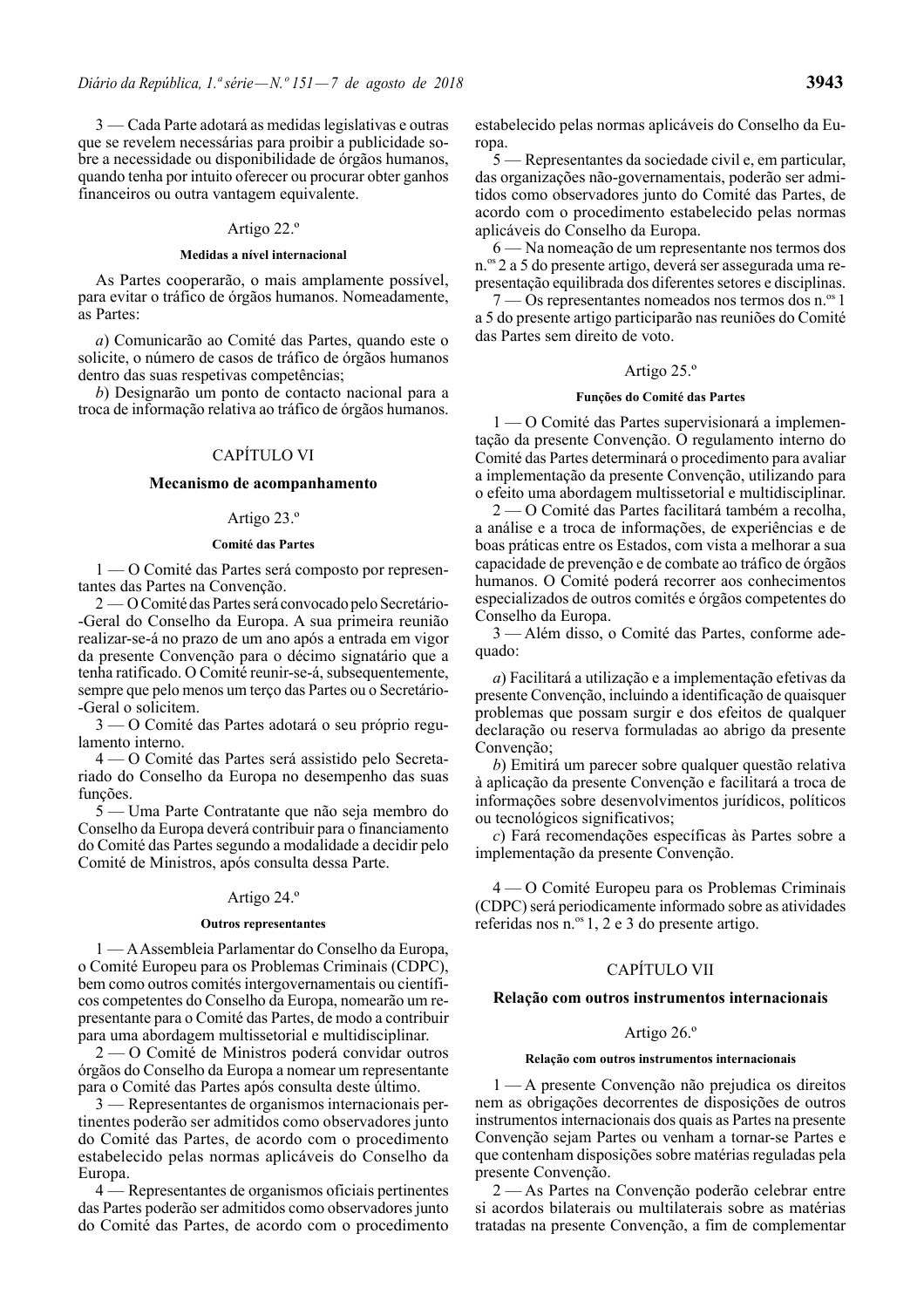3 — Cada Parte adotará as medidas legislativas e outras que se revelem necessárias para proibir a publicidade sobre a necessidade ou disponibilidade de órgãos humanos, quando tenha por intuito oferecer ou procurar obter ganhos financeiros ou outra vantagem equivalente.

Artigo 22.º

**Medidas a nível internacional**

As Partes cooperarão, o mais amplamente possível, para evitar o tráfico de órgãos humanos. Nomeadamente, as Partes:

*a*) Comunicarão ao Comité das Partes, quando este o solicite, o número de casos de tráfico de órgãos humanos dentro das suas respetivas competências;

*b*) Designarão um ponto de contacto nacional para a troca de informação relativa ao tráfico de órgãos humanos.

## CAPÍTULO VI

## Mecanismo de acompanhamento

Artigo 23.º

**Comité das Partes**

1 — O Comité das Partes será composto por representantes das Partes na Convenção.

2 — O Comité das Partes será convocado pelo Secretário-Geral do Conselho da Europa. A sua primeira reunião realizar-se-á no prazo de um ano após a entrada em vigor da presente Convenção para o décimo signatário que a tenha ratificado. O Comité reunir-se-á, subsequentemente, sempre que pelo menos um terço das Partes ou o Secretário-Geral o solicitem.

3 — O Comité das Partes adotará o seu próprio regulamento interno.

4 — O Comité das Partes será assistido pelo Secretariado do Conselho da Europa no desempenho das suas funções.

5 — Uma Parte Contratante que não seja membro do Conselho da Europa deverá contribuir para o financiamento do Comité das Partes segundo a modalidade a decidir pelo Comité de Ministros, após consulta dessa Parte.

Artigo 24.º

**Outros representantes**

1 — A Assembleia Parlamentar do Conselho da Europa, o Comité Europeu para os Problemas Criminais (CDPC), bem como outros comités intergovernamentais ou científicos competentes do Conselho da Europa, nomearão um representante para o Comité das Partes, de modo a contribuir para uma abordagem multissetorial e multidisciplinar.

2 — O Comité de Ministros poderá convidar outros órgãos do Conselho da Europa a nomear um representante para o Comité das Partes após consulta deste último.

3 — Representantes de organismos internacionais pertinentes poderão ser admitidos como observadores junto do Comité das Partes, de acordo com o procedimento estabelecido pelas normas aplicáveis do Conselho da Europa.

4 — Representantes de organismos oficiais pertinentes das Partes poderão ser admitidos como observadores junto do Comité das Partes, de acordo com o procedimento estabelecido pelas normas aplicáveis do Conselho da Europa.

5 — Representantes da sociedade civil e, em particular, das organizações não-governamentais, poderão ser admitidos como observadores junto do Comité das Partes, de acordo com o procedimento estabelecido pelas normas aplicáveis do Conselho da Europa.

6 — Na nomeação de um representante nos termos dos n.os 2 a 5 do presente artigo, deverá ser assegurada uma representação equilibrada dos diferentes setores e disciplinas.

7 — Os representantes nomeados nos termos dos n.os 1 a 5 do presente artigo participarão nas reuniões do Comité das Partes sem direito de voto.

Artigo 25.º

**Funções do Comité das Partes**

1 — O Comité das Partes supervisionará a implementação da presente Convenção. O regulamento interno do Comité das Partes determinará o procedimento para avaliar a implementação da presente Convenção, utilizando para o efeito uma abordagem multissetorial e multidisciplinar.

2 — O Comité das Partes facilitará também a recolha, a análise e a troca de informações, de experiências e de boas práticas entre os Estados, com vista a melhorar a sua capacidade de prevenção e de combate ao tráfico de órgãos humanos. O Comité poderá recorrer aos conhecimentos especializados de outros comités e órgãos competentes do Conselho da Europa.

3 — Além disso, o Comité das Partes, conforme adequado:

*a*) Facilitará a utilização e a implementação efetivas da presente Convenção, incluindo a identificação de quaisquer problemas que possam surgir e dos efeitos de qualquer declaração ou reserva formuladas ao abrigo da presente Convenção;

*b*) Emitirá um parecer sobre qualquer questão relativa à aplicação da presente Convenção e facilitará a troca de informações sobre desenvolvimentos jurídicos, políticos ou tecnológicos significativos;

*c*) Fará recomendações específicas às Partes sobre a implementação da presente Convenção.

4 — O Comité Europeu para os Problemas Criminais (CDPC) será periodicamente informado sobre as atividades referidas nos n.os 1, 2 e 3 do presente artigo.

## CAPÍTULO VII

## Relação com outros instrumentos internacionais

Artigo 26.º

**Relação com outros instrumentos internacionais**

1 — A presente Convenção não prejudica os direitos nem as obrigações decorrentes de disposições de outros instrumentos internacionais dos quais as Partes na presente Convenção sejam Partes ou venham a tornar-se Partes e que contenham disposições sobre matérias reguladas pela presente Convenção.

2 — As Partes na Convenção poderão celebrar entre si acordos bilaterais ou multilaterais sobre as matérias tratadas na presente Convenção, a fim de complementar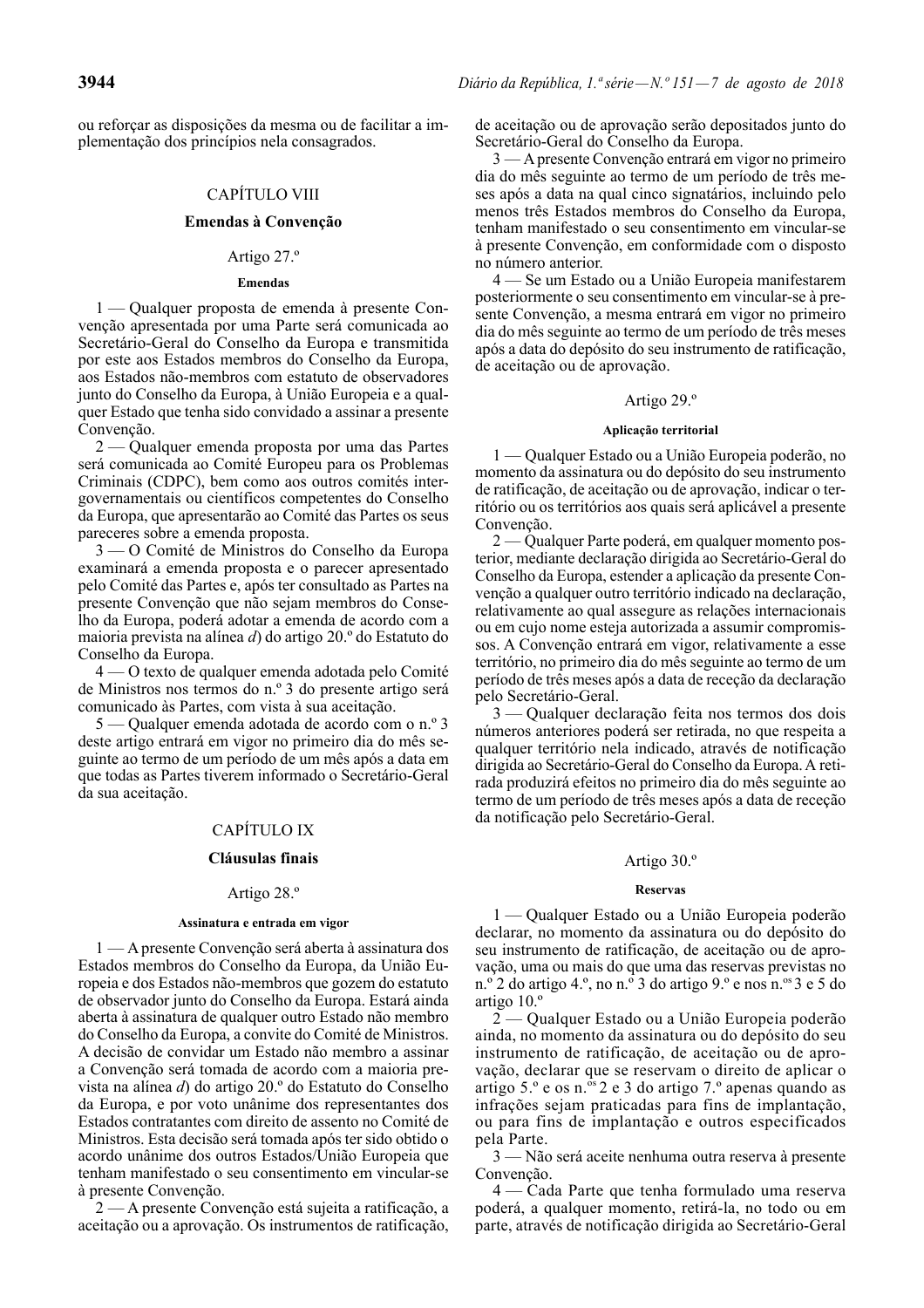ou reforçar as disposições da mesma ou de facilitar a implementação dos princípios nela consagrados.

## CAPÍTULO VIII

### Emendas à Convenção

#### Artigo 27.º

**Emendas**

1 — Qualquer proposta de emenda à presente Convenção apresentada por uma Parte será comunicada ao Secretário-Geral do Conselho da Europa e transmitida por este aos Estados membros do Conselho da Europa, aos Estados não-membros com estatuto de observadores junto do Conselho da Europa, à União Europeia e a qualquer Estado que tenha sido convidado a assinar a presente Convenção.

2 — Qualquer emenda proposta por uma das Partes será comunicada ao Comité Europeu para os Problemas Criminais (CDPC), bem como aos outros comités intergovernamentais ou científicos competentes do Conselho da Europa, que apresentarão ao Comité das Partes os seus pareceres sobre a emenda proposta.

3 — O Comité de Ministros do Conselho da Europa examinará a emenda proposta e o parecer apresentado pelo Comité das Partes e, após ter consultado as Partes na presente Convenção que não sejam membros do Conselho da Europa, poderá adotar a emenda de acordo com a maioria prevista na alínea *d*) do artigo 20.º do Estatuto do Conselho da Europa.

4 — O texto de qualquer emenda adotada pelo Comité de Ministros nos termos do n.º 3 do presente artigo será comunicado às Partes, com vista à sua aceitação.

5 — Qualquer emenda adotada de acordo com o n.º 3 deste artigo entrará em vigor no primeiro dia do mês seguinte ao termo de um período de um mês após a data em que todas as Partes tiverem informado o Secretário-Geral da sua aceitação.

## CAPÍTULO IX

### Cláusulas finais

#### Artigo 28.º

**Assinatura e entrada em vigor**

1 — A presente Convenção será aberta à assinatura dos Estados membros do Conselho da Europa, da União Europeia e dos Estados não-membros que gozem do estatuto de observador junto do Conselho da Europa. Estará ainda aberta à assinatura de qualquer outro Estado não membro do Conselho da Europa, a convite do Comité de Ministros. A decisão de convidar um Estado não membro a assinar a Convenção será tomada de acordo com a maioria prevista na alínea *d*) do artigo 20.º do Estatuto do Conselho da Europa, e por voto unânime dos representantes dos Estados contratantes com direito de assento no Comité de Ministros. Esta decisão será tomada após ter sido obtido o acordo unânime dos outros Estados/União Europeia que tenham manifestado o seu consentimento em vincular-se à presente Convenção.

2 — A presente Convenção está sujeita a ratificação, a aceitação ou a aprovação. Os instrumentos de ratificação, de aceitação ou de aprovação serão depositados junto do Secretário-Geral do Conselho da Europa.

3 — A presente Convenção entrará em vigor no primeiro dia do mês seguinte ao termo de um período de três meses após a data na qual cinco signatários, incluindo pelo menos três Estados membros do Conselho da Europa, tenham manifestado o seu consentimento em vincular-se à presente Convenção, em conformidade com o disposto no número anterior.

4 — Se um Estado ou a União Europeia manifestarem posteriormente o seu consentimento em vincular-se à presente Convenção, a mesma entrará em vigor no primeiro dia do mês seguinte ao termo de um período de três meses após a data do depósito do seu instrumento de ratificação, de aceitação ou de aprovação.

#### Artigo 29.º

**Aplicação territorial**

1 — Qualquer Estado ou a União Europeia poderão, no momento da assinatura ou do depósito do seu instrumento de ratificação, de aceitação ou de aprovação, indicar o território ou os territórios aos quais será aplicável a presente Convenção.

2 — Qualquer Parte poderá, em qualquer momento posterior, mediante declaração dirigida ao Secretário-Geral do Conselho da Europa, estender a aplicação da presente Convenção a qualquer outro território indicado na declaração, relativamente ao qual assegure as relações internacionais ou em cujo nome esteja autorizada a assumir compromissos. A Convenção entrará em vigor, relativamente a esse território, no primeiro dia do mês seguinte ao termo de um período de três meses após a data de receção da declaração pelo Secretário-Geral.

3 — Qualquer declaração feita nos termos dos dois números anteriores poderá ser retirada, no que respeita a qualquer território nela indicado, através de notificação dirigida ao Secretário-Geral do Conselho da Europa. A retirada produzirá efeitos no primeiro dia do mês seguinte ao termo de um período de três meses após a data de receção da notificação pelo Secretário-Geral.

#### Artigo 30.º

**Reservas**

1 — Qualquer Estado ou a União Europeia poderão declarar, no momento da assinatura ou do depósito do seu instrumento de ratificação, de aceitação ou de aprovação, uma ou mais do que uma das reservas previstas no n.º 2 do artigo 4.º, no n.º 3 do artigo 9.º e nos n.os 3 e 5 do artigo 10.º

2 — Qualquer Estado ou a União Europeia poderão ainda, no momento da assinatura ou do depósito do seu instrumento de ratificação, de aceitação ou de aprovação, declarar que se reservam o direito de aplicar o artigo 5.º e os n.os 2 e 3 do artigo 7.º apenas quando as infrações sejam praticadas para fins de implantação, ou para fins de implantação e outros especificados pela Parte.

3 — Não será aceite nenhuma outra reserva à presente Convenção.

4 — Cada Parte que tenha formulado uma reserva poderá, a qualquer momento, retirá-la, no todo ou em parte, através de notificação dirigida ao Secretário-Geral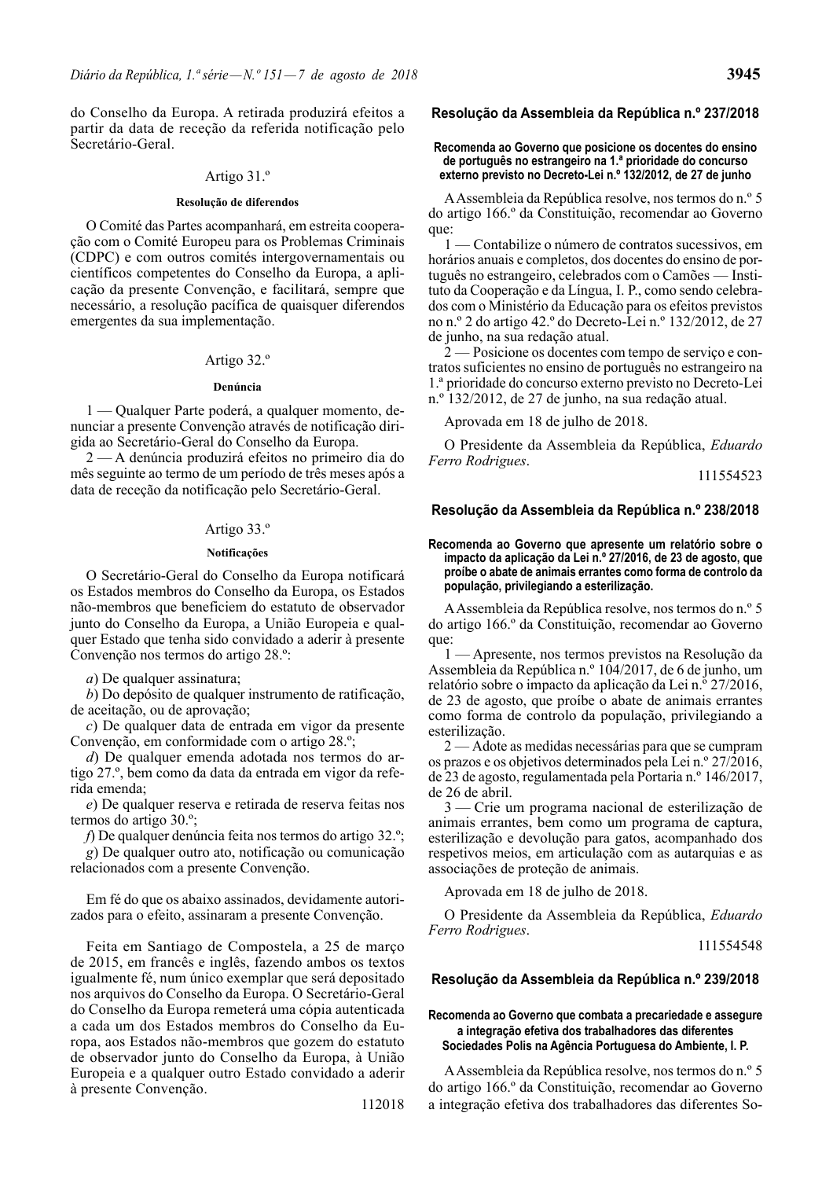do Conselho da Europa. A retirada produzirá efeitos a partir da data de receção da referida notificação pelo Secretário-Geral.

Artigo 31.º

**Resolução de diferendos**

O Comité das Partes acompanhará, em estreita cooperação com o Comité Europeu para os Problemas Criminais (CDPC) e com outros comités intergovernamentais ou científicos competentes do Conselho da Europa, a aplicação da presente Convenção, e facilitará, sempre que necessário, a resolução pacífica de quaisquer diferendos emergentes da sua implementação.

Artigo 32.º

**Denúncia**

1 — Qualquer Parte poderá, a qualquer momento, denunciar a presente Convenção através de notificação dirigida ao Secretário-Geral do Conselho da Europa.

2 — A denúncia produzirá efeitos no primeiro dia do mês seguinte ao termo de um período de três meses após a data de receção da notificação pelo Secretário-Geral.

Artigo 33.º

**Notificações**

O Secretário-Geral do Conselho da Europa notificará os Estados membros do Conselho da Europa, os Estados não-membros que beneficiem do estatuto de observador junto do Conselho da Europa, a União Europeia e qualquer Estado que tenha sido convidado a aderir à presente Convenção nos termos do artigo 28.º:

*a*) De qualquer assinatura;

*b*) Do depósito de qualquer instrumento de ratificação, de aceitação, ou de aprovação;

*c*) De qualquer data de entrada em vigor da presente Convenção, em conformidade com o artigo 28.º;

*d*) De qualquer emenda adotada nos termos do artigo 27.º, bem como da data da entrada em vigor da referida emenda;

*e*) De qualquer reserva e retirada de reserva feitas nos termos do artigo 30.º;

*f*) De qualquer denúncia feita nos termos do artigo 32.º;

*g*) De qualquer outro ato, notificação ou comunicação relacionados com a presente Convenção.

Em fé do que os abaixo assinados, devidamente autorizados para o efeito, assinaram a presente Convenção.

Feita em Santiago de Compostela, a 25 de março de 2015, em francês e inglês, fazendo ambos os textos igualmente fé, num único exemplar que será depositado nos arquivos do Conselho da Europa. O Secretário-Geral do Conselho da Europa remeterá uma cópia autenticada a cada um dos Estados membros do Conselho da Europa, aos Estados não-membros que gozem do estatuto de observador junto do Conselho da Europa, à União Europeia e a qualquer outro Estado convidado a aderir à presente Convenção.

112018

## Resolução da Assembleia da República n.º 237/2018

**Recomenda ao Governo que posicione os docentes do ensino de português no estrangeiro na 1.ª prioridade do concurso externo previsto no Decreto-Lei n.º 132/2012, de 27 de junho**

A Assembleia da República resolve, nos termos do n.º 5 do artigo 166.º da Constituição, recomendar ao Governo que:

1 — Contabilize o número de contratos sucessivos, em horários anuais e completos, dos docentes do ensino de português no estrangeiro, celebrados com o Camões — Instituto da Cooperação e da Língua, I. P., como sendo celebrados com o Ministério da Educação para os efeitos previstos no n.º 2 do artigo 42.º do Decreto-Lei n.º 132/2012, de 27 de junho, na sua redação atual.

2 — Posicione os docentes com tempo de serviço e contratos suficientes no ensino de português no estrangeiro na 1.ª prioridade do concurso externo previsto no Decreto-Lei n.º 132/2012, de 27 de junho, na sua redação atual.

Aprovada em 18 de julho de 2018.

O Presidente da Assembleia da República, *Eduardo Ferro Rodrigues*.

111554523

## Resolução da Assembleia da República n.º 238/2018

**Recomenda ao Governo que apresente um relatório sobre o impacto da aplicação da Lei n.º 27/2016, de 23 de agosto, que proíbe o abate de animais errantes como forma de controlo da população, privilegiando a esterilização.**

A Assembleia da República resolve, nos termos do n.º 5 do artigo 166.º da Constituição, recomendar ao Governo que:

1 — Apresente, nos termos previstos na Resolução da Assembleia da República n.º 104/2017, de 6 de junho, um relatório sobre o impacto da aplicação da Lei n.º 27/2016, de 23 de agosto, que proíbe o abate de animais errantes como forma de controlo da população, privilegiando a esterilização.

2 — Adote as medidas necessárias para que se cumpram os prazos e os objetivos determinados pela Lei n.º 27/2016, de 23 de agosto, regulamentada pela Portaria n.º 146/2017, de 26 de abril.

3 — Crie um programa nacional de esterilização de animais errantes, bem como um programa de captura, esterilização e devolução para gatos, acompanhado dos respetivos meios, em articulação com as autarquias e as associações de proteção de animais.

Aprovada em 18 de julho de 2018.

O Presidente da Assembleia da República, *Eduardo Ferro Rodrigues*.

111554548

## Resolução da Assembleia da República n.º 239/2018

**Recomenda ao Governo que combata a precariedade e assegure a integração efetiva dos trabalhadores das diferentes Sociedades Polis na Agência Portuguesa do Ambiente, I. P.**

A Assembleia da República resolve, nos termos do n.º 5 do artigo 166.º da Constituição, recomendar ao Governo a integração efetiva dos trabalhadores das diferentes So-